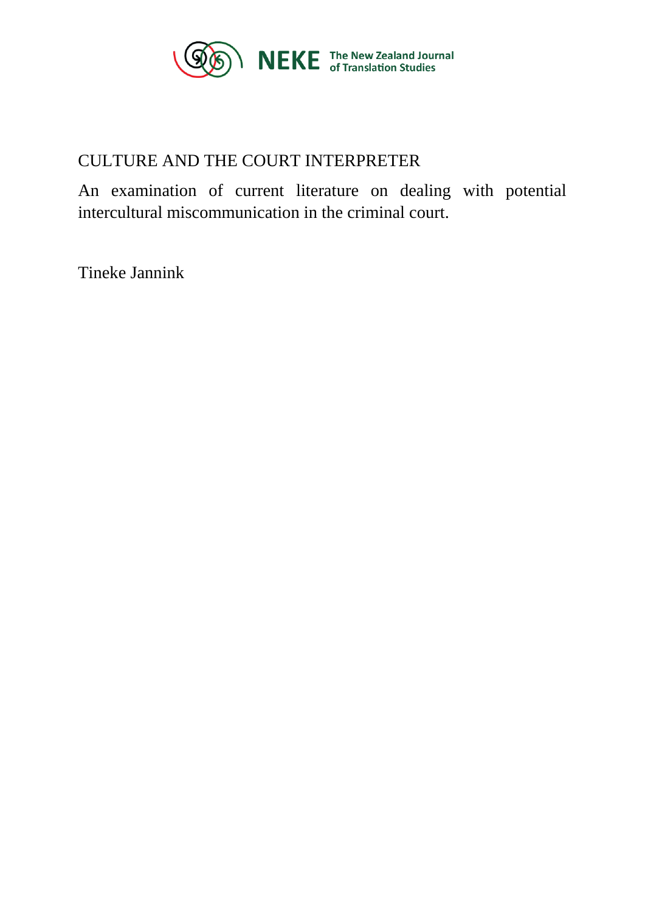NEKE The New Zealand Journal of Translation Studies

# CULTURE AND THE COURT INTERPRETER

An examination of current literature on dealing with potential intercultural miscommunication in the criminal court.

Tineke Jannink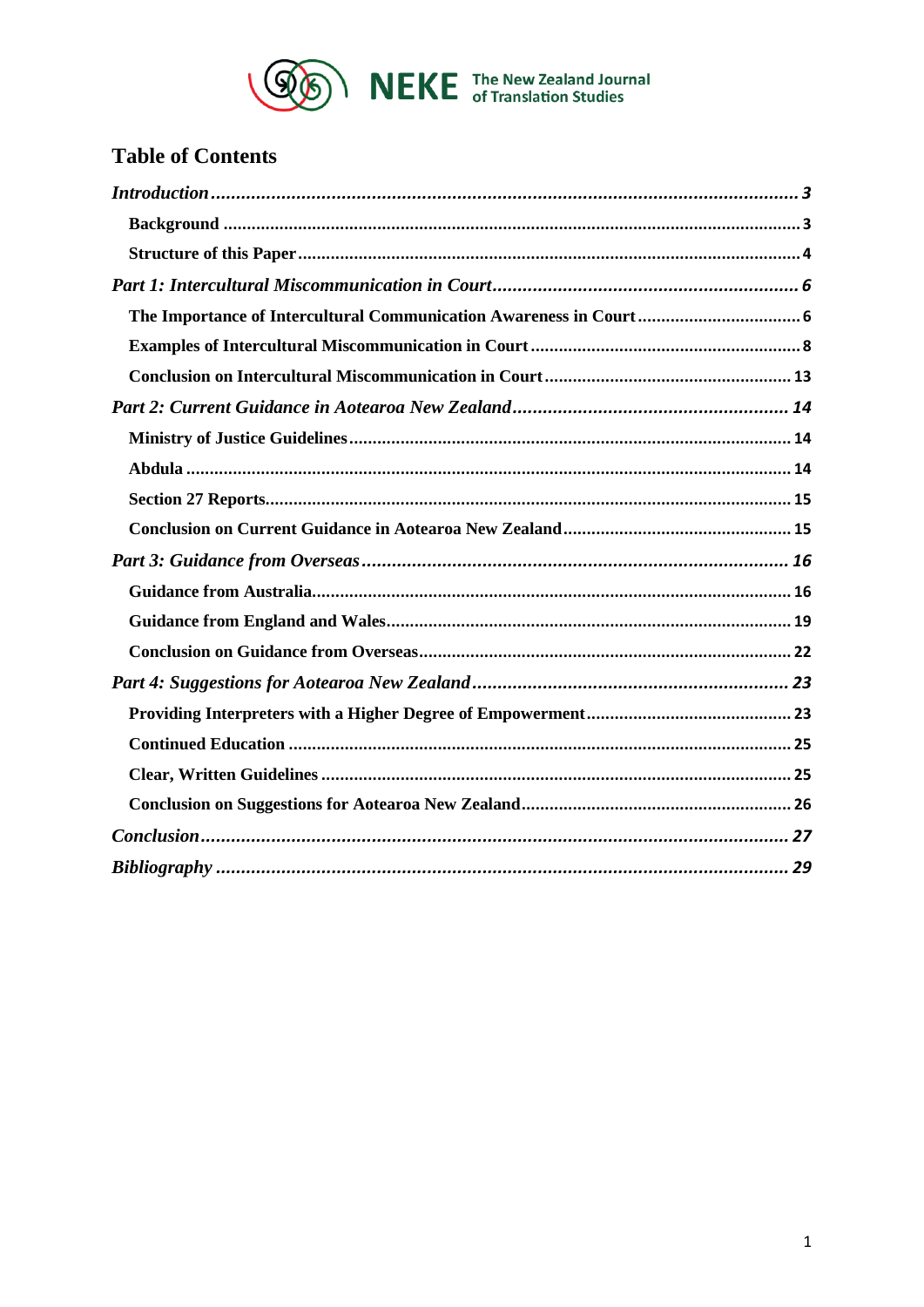## Table of Contents

*Introduction* ... 3

- **Background** ... 3
- **Structure of this Paper** ... 4

*Part 1: Intercultural Miscommunication in Court* ... 6

- **The Importance of Intercultural Communication Awareness in Court** ... 6
- **Examples of Intercultural Miscommunication in Court** ... 8
- **Conclusion on Intercultural Miscommunication in Court** ... 13

*Part 2: Current Guidance in Aotearoa New Zealand* ... 14

- **Ministry of Justice Guidelines** ... 14
- **Abdula** ... 14
- **Section 27 Reports** ... 15
- **Conclusion on Current Guidance in Aotearoa New Zealand** ... 15

*Part 3: Guidance from Overseas* ... 16

- **Guidance from Australia** ... 16
- **Guidance from England and Wales** ... 19
- **Conclusion on Guidance from Overseas** ... 22

*Part 4: Suggestions for Aotearoa New Zealand* ... 23

- **Providing Interpreters with a Higher Degree of Empowerment** ... 23
- **Continued Education** ... 25
- **Clear, Written Guidelines** ... 25
- **Conclusion on Suggestions for Aotearoa New Zealand** ... 26

*Conclusion* ... 27

*Bibliography* ... 29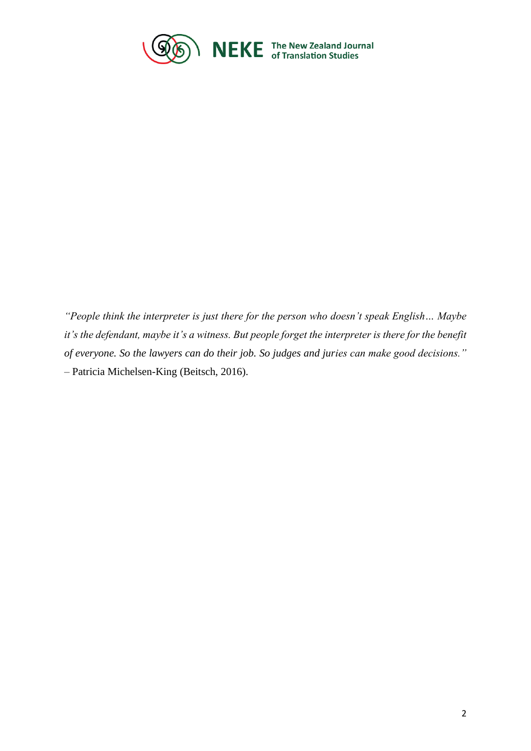*"People think the interpreter is just there for the person who doesn't speak English… Maybe it's the defendant, maybe it's a witness. But people forget the interpreter is there for the benefit of everyone. So the lawyers can do their job. So judges and juries can make good decisions."*

– Patricia Michelsen-King (Beitsch, 2016).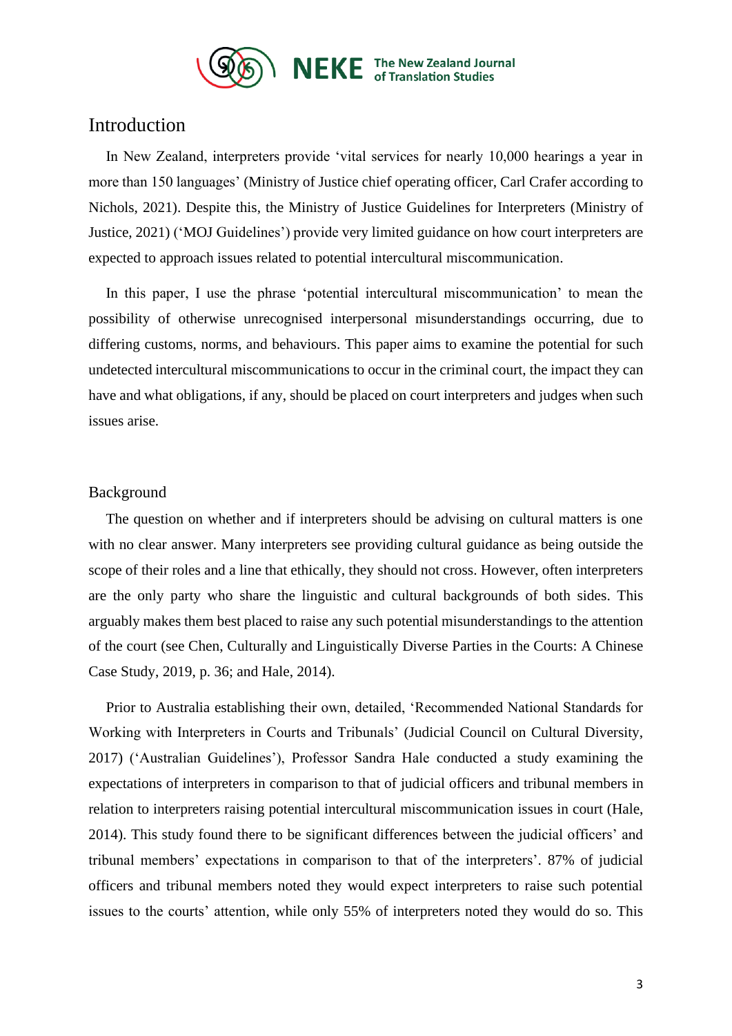## Introduction

In New Zealand, interpreters provide 'vital services for nearly 10,000 hearings a year in more than 150 languages' (Ministry of Justice chief operating officer, Carl Crafer according to Nichols, 2021). Despite this, the Ministry of Justice Guidelines for Interpreters (Ministry of Justice, 2021) ('MOJ Guidelines') provide very limited guidance on how court interpreters are expected to approach issues related to potential intercultural miscommunication.

In this paper, I use the phrase 'potential intercultural miscommunication' to mean the possibility of otherwise unrecognised interpersonal misunderstandings occurring, due to differing customs, norms, and behaviours. This paper aims to examine the potential for such undetected intercultural miscommunications to occur in the criminal court, the impact they can have and what obligations, if any, should be placed on court interpreters and judges when such issues arise.

## Background

The question on whether and if interpreters should be advising on cultural matters is one with no clear answer. Many interpreters see providing cultural guidance as being outside the scope of their roles and a line that ethically, they should not cross. However, often interpreters are the only party who share the linguistic and cultural backgrounds of both sides. This arguably makes them best placed to raise any such potential misunderstandings to the attention of the court (see Chen, Culturally and Linguistically Diverse Parties in the Courts: A Chinese Case Study, 2019, p. 36; and Hale, 2014).

Prior to Australia establishing their own, detailed, 'Recommended National Standards for Working with Interpreters in Courts and Tribunals' (Judicial Council on Cultural Diversity, 2017) ('Australian Guidelines'), Professor Sandra Hale conducted a study examining the expectations of interpreters in comparison to that of judicial officers and tribunal members in relation to interpreters raising potential intercultural miscommunication issues in court (Hale, 2014). This study found there to be significant differences between the judicial officers' and tribunal members' expectations in comparison to that of the interpreters'. 87% of judicial officers and tribunal members noted they would expect interpreters to raise such potential issues to the courts' attention, while only 55% of interpreters noted they would do so. This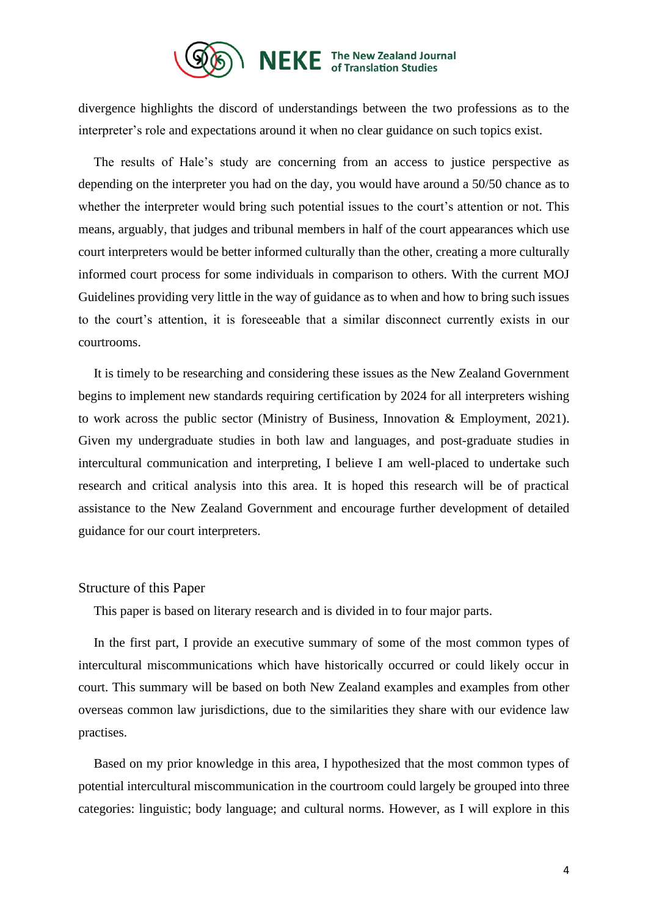divergence highlights the discord of understandings between the two professions as to the interpreter's role and expectations around it when no clear guidance on such topics exist.

The results of Hale's study are concerning from an access to justice perspective as depending on the interpreter you had on the day, you would have around a 50/50 chance as to whether the interpreter would bring such potential issues to the court's attention or not. This means, arguably, that judges and tribunal members in half of the court appearances which use court interpreters would be better informed culturally than the other, creating a more culturally informed court process for some individuals in comparison to others. With the current MOJ Guidelines providing very little in the way of guidance as to when and how to bring such issues to the court's attention, it is foreseeable that a similar disconnect currently exists in our courtrooms.

It is timely to be researching and considering these issues as the New Zealand Government begins to implement new standards requiring certification by 2024 for all interpreters wishing to work across the public sector (Ministry of Business, Innovation & Employment, 2021). Given my undergraduate studies in both law and languages, and post-graduate studies in intercultural communication and interpreting, I believe I am well-placed to undertake such research and critical analysis into this area. It is hoped this research will be of practical assistance to the New Zealand Government and encourage further development of detailed guidance for our court interpreters.

## Structure of this Paper

This paper is based on literary research and is divided in to four major parts.

In the first part, I provide an executive summary of some of the most common types of intercultural miscommunications which have historically occurred or could likely occur in court. This summary will be based on both New Zealand examples and examples from other overseas common law jurisdictions, due to the similarities they share with our evidence law practises.

Based on my prior knowledge in this area, I hypothesized that the most common types of potential intercultural miscommunication in the courtroom could largely be grouped into three categories: linguistic; body language; and cultural norms. However, as I will explore in this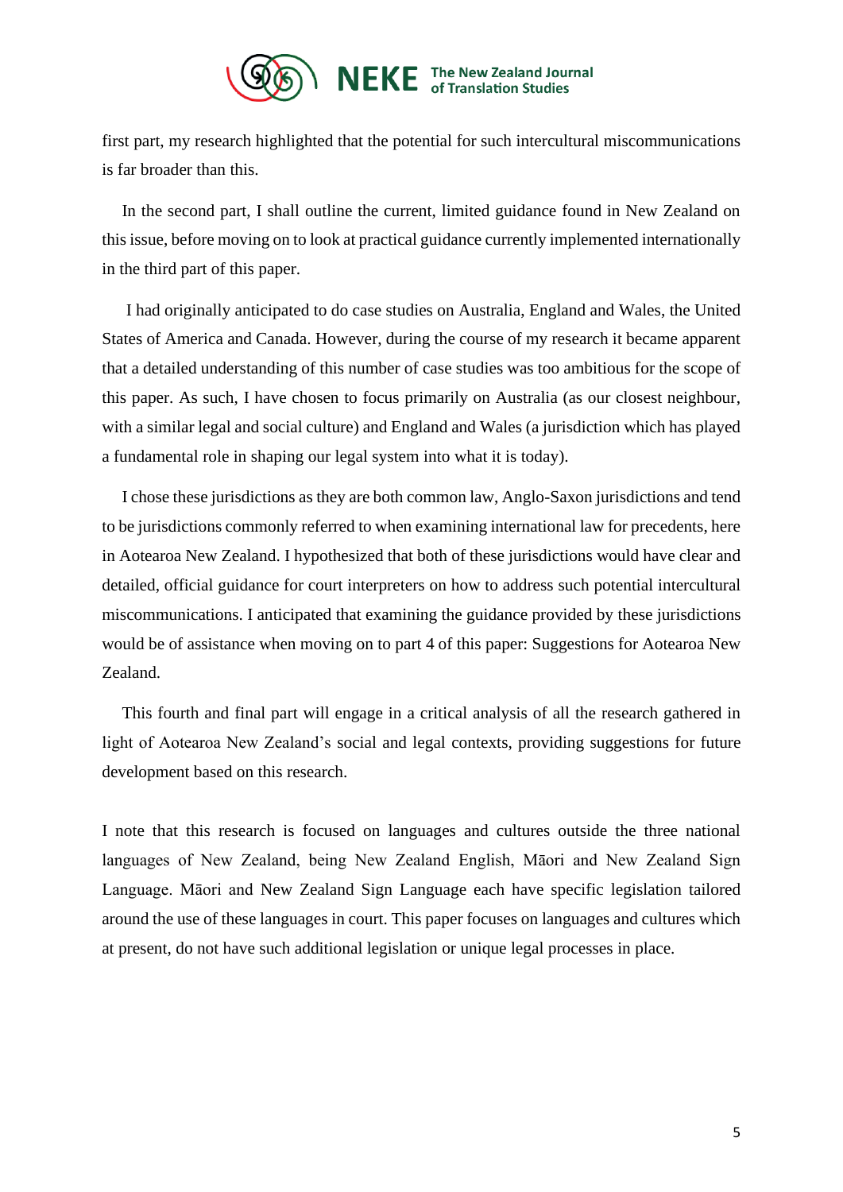first part, my research highlighted that the potential for such intercultural miscommunications is far broader than this.

In the second part, I shall outline the current, limited guidance found in New Zealand on this issue, before moving on to look at practical guidance currently implemented internationally in the third part of this paper.

I had originally anticipated to do case studies on Australia, England and Wales, the United States of America and Canada. However, during the course of my research it became apparent that a detailed understanding of this number of case studies was too ambitious for the scope of this paper. As such, I have chosen to focus primarily on Australia (as our closest neighbour, with a similar legal and social culture) and England and Wales (a jurisdiction which has played a fundamental role in shaping our legal system into what it is today).

I chose these jurisdictions as they are both common law, Anglo-Saxon jurisdictions and tend to be jurisdictions commonly referred to when examining international law for precedents, here in Aotearoa New Zealand. I hypothesized that both of these jurisdictions would have clear and detailed, official guidance for court interpreters on how to address such potential intercultural miscommunications. I anticipated that examining the guidance provided by these jurisdictions would be of assistance when moving on to part 4 of this paper: Suggestions for Aotearoa New Zealand.

This fourth and final part will engage in a critical analysis of all the research gathered in light of Aotearoa New Zealand's social and legal contexts, providing suggestions for future development based on this research.

I note that this research is focused on languages and cultures outside the three national languages of New Zealand, being New Zealand English, Māori and New Zealand Sign Language. Māori and New Zealand Sign Language each have specific legislation tailored around the use of these languages in court. This paper focuses on languages and cultures which at present, do not have such additional legislation or unique legal processes in place.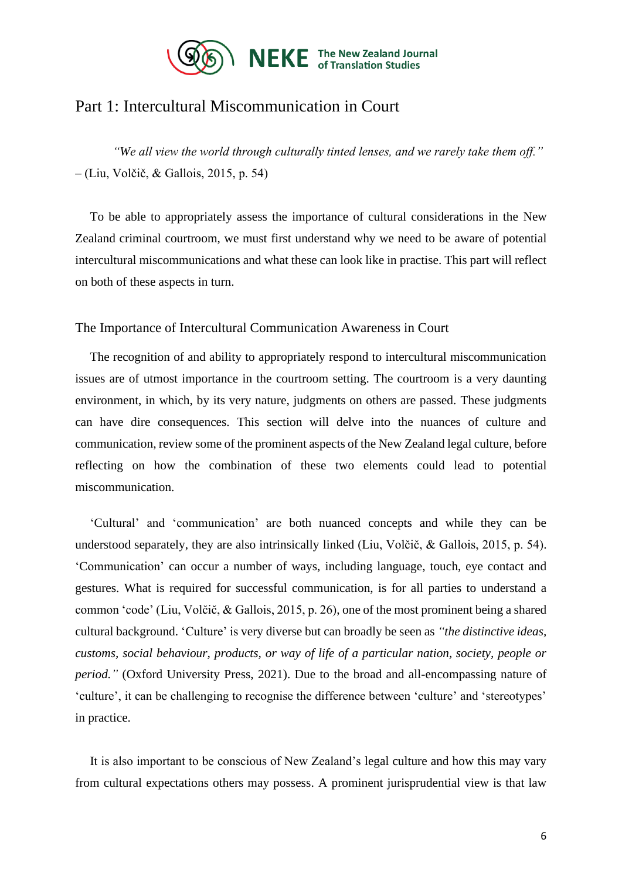## Part 1: Intercultural Miscommunication in Court

*"We all view the world through culturally tinted lenses, and we rarely take them off."* – (Liu, Volčič, & Gallois, 2015, p. 54)

To be able to appropriately assess the importance of cultural considerations in the New Zealand criminal courtroom, we must first understand why we need to be aware of potential intercultural miscommunications and what these can look like in practise. This part will reflect on both of these aspects in turn.

### The Importance of Intercultural Communication Awareness in Court

The recognition of and ability to appropriately respond to intercultural miscommunication issues are of utmost importance in the courtroom setting. The courtroom is a very daunting environment, in which, by its very nature, judgments on others are passed. These judgments can have dire consequences. This section will delve into the nuances of culture and communication, review some of the prominent aspects of the New Zealand legal culture, before reflecting on how the combination of these two elements could lead to potential miscommunication.

'Cultural' and 'communication' are both nuanced concepts and while they can be understood separately, they are also intrinsically linked (Liu, Volčič, & Gallois, 2015, p. 54). 'Communication' can occur a number of ways, including language, touch, eye contact and gestures. What is required for successful communication, is for all parties to understand a common 'code' (Liu, Volčič, & Gallois, 2015, p. 26), one of the most prominent being a shared cultural background. 'Culture' is very diverse but can broadly be seen as *"the distinctive ideas, customs, social behaviour, products, or way of life of a particular nation, society, people or period."* (Oxford University Press, 2021). Due to the broad and all-encompassing nature of 'culture', it can be challenging to recognise the difference between 'culture' and 'stereotypes' in practice.

It is also important to be conscious of New Zealand's legal culture and how this may vary from cultural expectations others may possess. A prominent jurisprudential view is that law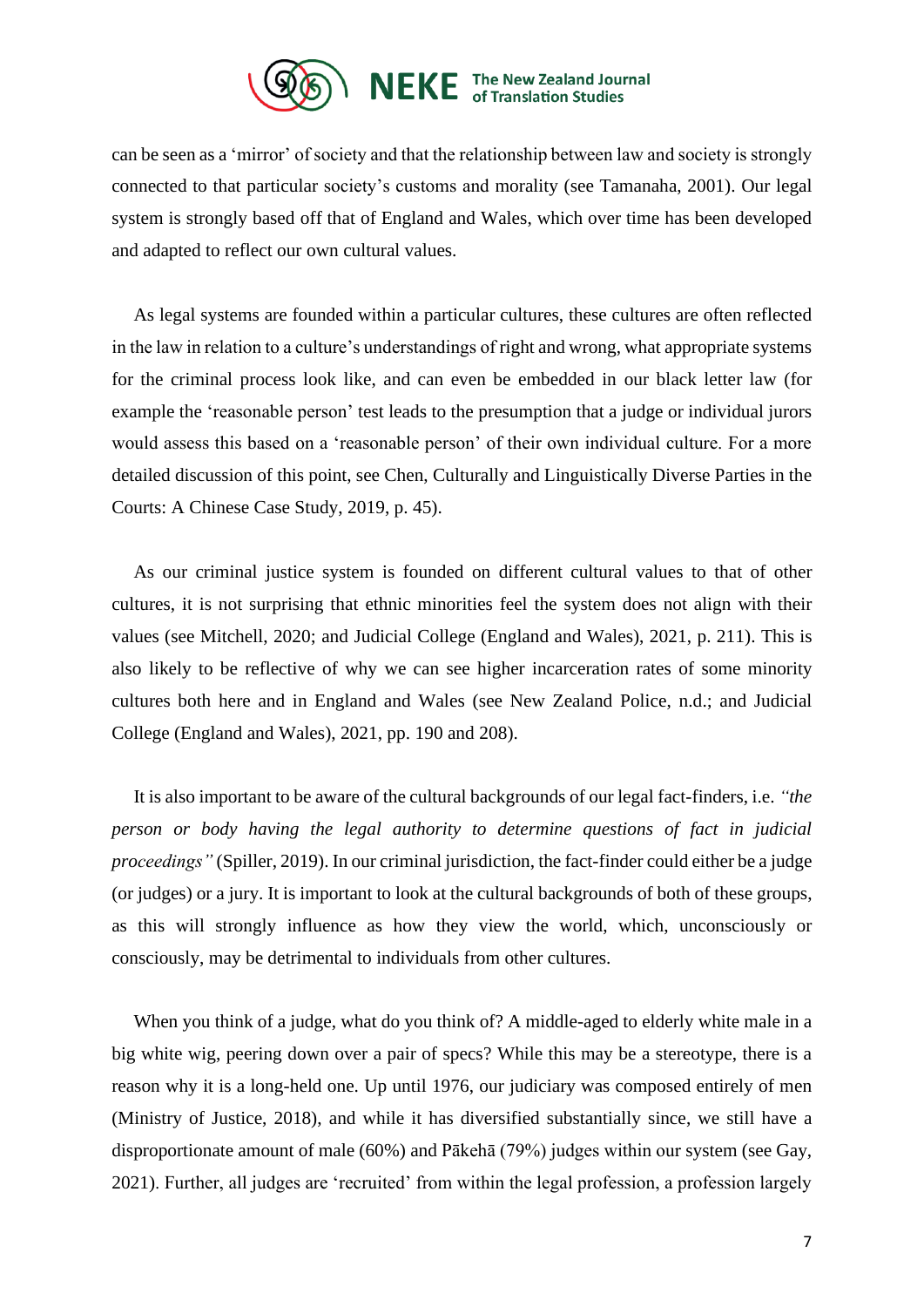can be seen as a 'mirror' of society and that the relationship between law and society is strongly connected to that particular society's customs and morality (see Tamanaha, 2001). Our legal system is strongly based off that of England and Wales, which over time has been developed and adapted to reflect our own cultural values.

As legal systems are founded within a particular cultures, these cultures are often reflected in the law in relation to a culture's understandings of right and wrong, what appropriate systems for the criminal process look like, and can even be embedded in our black letter law (for example the 'reasonable person' test leads to the presumption that a judge or individual jurors would assess this based on a 'reasonable person' of their own individual culture. For a more detailed discussion of this point, see Chen, Culturally and Linguistically Diverse Parties in the Courts: A Chinese Case Study, 2019, p. 45).

As our criminal justice system is founded on different cultural values to that of other cultures, it is not surprising that ethnic minorities feel the system does not align with their values (see Mitchell, 2020; and Judicial College (England and Wales), 2021, p. 211). This is also likely to be reflective of why we can see higher incarceration rates of some minority cultures both here and in England and Wales (see New Zealand Police, n.d.; and Judicial College (England and Wales), 2021, pp. 190 and 208).

It is also important to be aware of the cultural backgrounds of our legal fact-finders, i.e. *"the person or body having the legal authority to determine questions of fact in judicial proceedings"* (Spiller, 2019). In our criminal jurisdiction, the fact-finder could either be a judge (or judges) or a jury. It is important to look at the cultural backgrounds of both of these groups, as this will strongly influence as how they view the world, which, unconsciously or consciously, may be detrimental to individuals from other cultures.

When you think of a judge, what do you think of? A middle-aged to elderly white male in a big white wig, peering down over a pair of specs? While this may be a stereotype, there is a reason why it is a long-held one. Up until 1976, our judiciary was composed entirely of men (Ministry of Justice, 2018), and while it has diversified substantially since, we still have a disproportionate amount of male (60%) and Pākehā (79%) judges within our system (see Gay, 2021). Further, all judges are 'recruited' from within the legal profession, a profession largely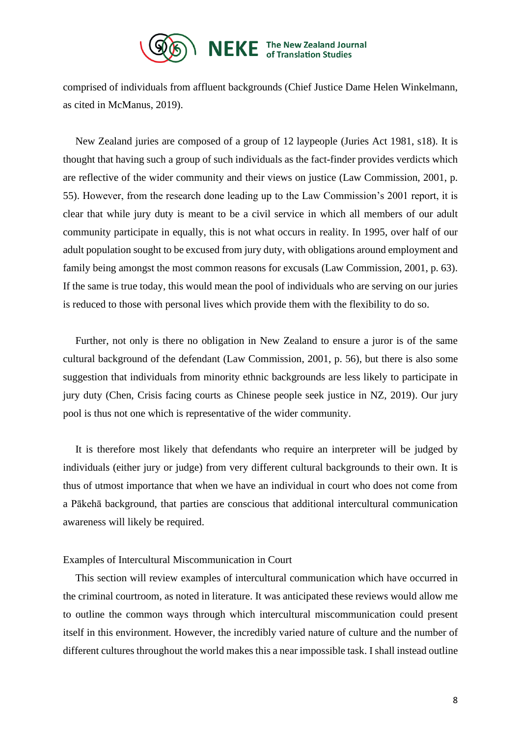comprised of individuals from affluent backgrounds (Chief Justice Dame Helen Winkelmann, as cited in McManus, 2019).

New Zealand juries are composed of a group of 12 laypeople (Juries Act 1981, s18). It is thought that having such a group of such individuals as the fact-finder provides verdicts which are reflective of the wider community and their views on justice (Law Commission, 2001, p. 55). However, from the research done leading up to the Law Commission's 2001 report, it is clear that while jury duty is meant to be a civil service in which all members of our adult community participate in equally, this is not what occurs in reality. In 1995, over half of our adult population sought to be excused from jury duty, with obligations around employment and family being amongst the most common reasons for excusals (Law Commission, 2001, p. 63). If the same is true today, this would mean the pool of individuals who are serving on our juries is reduced to those with personal lives which provide them with the flexibility to do so.

Further, not only is there no obligation in New Zealand to ensure a juror is of the same cultural background of the defendant (Law Commission, 2001, p. 56), but there is also some suggestion that individuals from minority ethnic backgrounds are less likely to participate in jury duty (Chen, Crisis facing courts as Chinese people seek justice in NZ, 2019). Our jury pool is thus not one which is representative of the wider community.

It is therefore most likely that defendants who require an interpreter will be judged by individuals (either jury or judge) from very different cultural backgrounds to their own. It is thus of utmost importance that when we have an individual in court who does not come from a Pākehā background, that parties are conscious that additional intercultural communication awareness will likely be required.

## Examples of Intercultural Miscommunication in Court

This section will review examples of intercultural communication which have occurred in the criminal courtroom, as noted in literature. It was anticipated these reviews would allow me to outline the common ways through which intercultural miscommunication could present itself in this environment. However, the incredibly varied nature of culture and the number of different cultures throughout the world makes this a near impossible task. I shall instead outline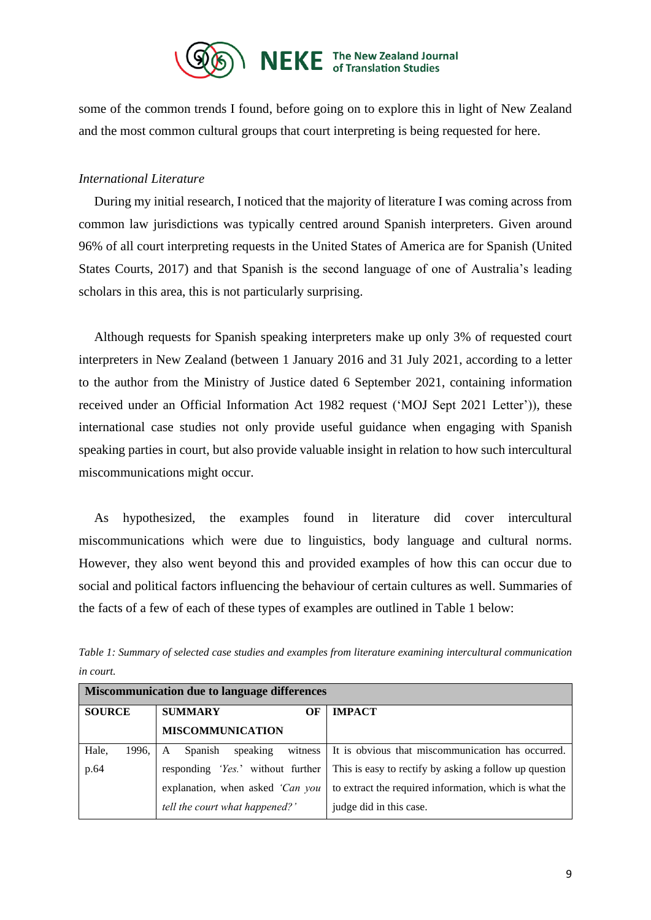some of the common trends I found, before going on to explore this in light of New Zealand and the most common cultural groups that court interpreting is being requested for here.

*International Literature*

During my initial research, I noticed that the majority of literature I was coming across from common law jurisdictions was typically centred around Spanish interpreters. Given around 96% of all court interpreting requests in the United States of America are for Spanish (United States Courts, 2017) and that Spanish is the second language of one of Australia's leading scholars in this area, this is not particularly surprising.

Although requests for Spanish speaking interpreters make up only 3% of requested court interpreters in New Zealand (between 1 January 2016 and 31 July 2021, according to a letter to the author from the Ministry of Justice dated 6 September 2021, containing information received under an Official Information Act 1982 request ('MOJ Sept 2021 Letter')), these international case studies not only provide useful guidance when engaging with Spanish speaking parties in court, but also provide valuable insight in relation to how such intercultural miscommunications might occur.

As hypothesized, the examples found in literature did cover intercultural miscommunications which were due to linguistics, body language and cultural norms. However, they also went beyond this and provided examples of how this can occur due to social and political factors influencing the behaviour of certain cultures as well. Summaries of the facts of a few of each of these types of examples are outlined in Table 1 below:

*Table 1: Summary of selected case studies and examples from literature examining intercultural communication in court.*

| **Miscommunication due to language differences** | | |
|---|---|---|
| **SOURCE** | **SUMMARY OF MISCOMMUNICATION** | **IMPACT** |
| Hale, 1996, p.64 | A Spanish speaking witness responding *'Yes.'* without further explanation, when asked *'Can you tell the court what happened?'* | It is obvious that miscommunication has occurred. This is easy to rectify by asking a follow up question to extract the required information, which is what the judge did in this case. |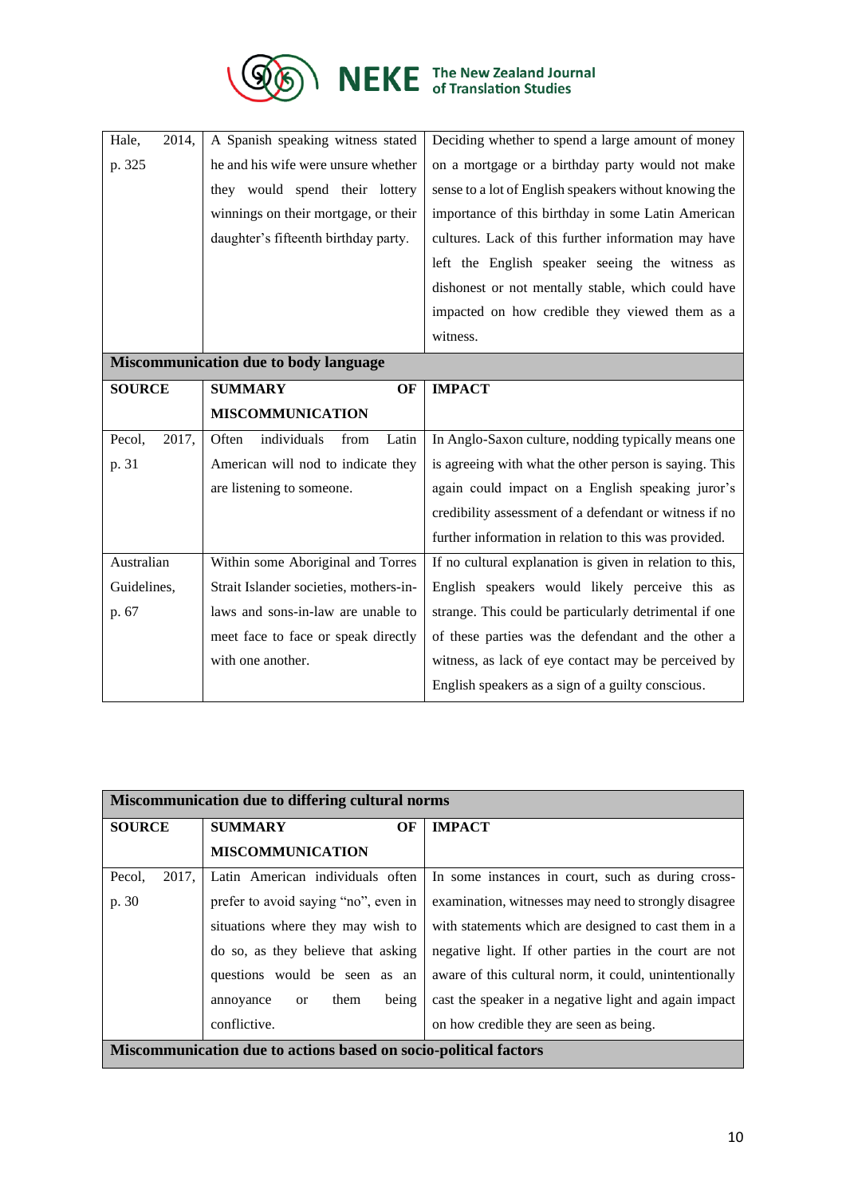| | | |
|---|---|---|
| Hale, 2014, p. 325 | A Spanish speaking witness stated he and his wife were unsure whether they would spend their lottery winnings on their mortgage, or their daughter's fifteenth birthday party. | Deciding whether to spend a large amount of money on a mortgage or a birthday party would not make sense to a lot of English speakers without knowing the importance of this birthday in some Latin American cultures. Lack of this further information may have left the English speaker seeing the witness as dishonest or not mentally stable, which could have impacted on how credible they viewed them as a witness. |
| **Miscommunication due to body language** | | |
| **SOURCE** | **SUMMARY OF MISCOMMUNICATION** | **IMPACT** |
| Pecol, 2017, p. 31 | Often individuals from Latin American will nod to indicate they are listening to someone. | In Anglo-Saxon culture, nodding typically means one is agreeing with what the other person is saying. This again could impact on a English speaking juror's credibility assessment of a defendant or witness if no further information in relation to this was provided. |
| Australian Guidelines, p. 67 | Within some Aboriginal and Torres Strait Islander societies, mothers-in-laws and sons-in-law are unable to meet face to face or speak directly with one another. | If no cultural explanation is given in relation to this, English speakers would likely perceive this as strange. This could be particularly detrimental if one of these parties was the defendant and the other a witness, as lack of eye contact may be perceived by English speakers as a sign of a guilty conscious. |

| **Miscommunication due to differing cultural norms** | | |
|---|---|---|
| **SOURCE** | **SUMMARY OF MISCOMMUNICATION** | **IMPACT** |
| Pecol, 2017, p. 30 | Latin American individuals often prefer to avoid saying "no", even in situations where they may wish to do so, as they believe that asking questions would be seen as an annoyance or them being conflictive. | In some instances in court, such as during cross-examination, witnesses may need to strongly disagree with statements which are designed to cast them in a negative light. If other parties in the court are not aware of this cultural norm, it could, unintentionally cast the speaker in a negative light and again impact on how credible they are seen as being. |
| **Miscommunication due to actions based on socio-political factors** | | |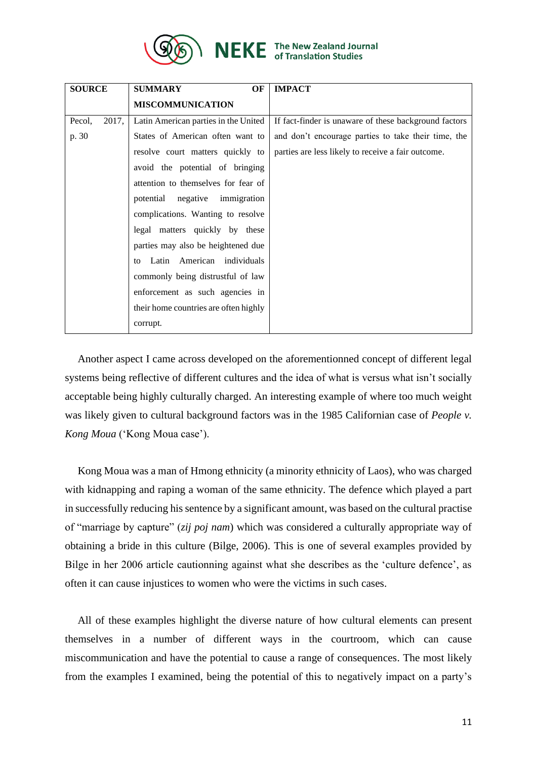| SOURCE | SUMMARY OF MISCOMMUNICATION | IMPACT |
|---|---|---|
| Pecol, 2017, p. 30 | Latin American parties in the United States of American often want to resolve court matters quickly to avoid the potential of bringing attention to themselves for fear of potential negative immigration complications. Wanting to resolve legal matters quickly by these parties may also be heightened due to Latin American individuals commonly being distrustful of law enforcement as such agencies in their home countries are often highly corrupt. | If fact-finder is unaware of these background factors and don't encourage parties to take their time, the parties are less likely to receive a fair outcome. |

Another aspect I came across developed on the aforementionned concept of different legal systems being reflective of different cultures and the idea of what is versus what isn't socially acceptable being highly culturally charged. An interesting example of where too much weight was likely given to cultural background factors was in the 1985 Californian case of *People v. Kong Moua* ('Kong Moua case').

Kong Moua was a man of Hmong ethnicity (a minority ethnicity of Laos), who was charged with kidnapping and raping a woman of the same ethnicity. The defence which played a part in successfully reducing his sentence by a significant amount, was based on the cultural practise of "marriage by capture" (*zij poj nam*) which was considered a culturally appropriate way of obtaining a bride in this culture (Bilge, 2006). This is one of several examples provided by Bilge in her 2006 article cautionning against what she describes as the 'culture defence', as often it can cause injustices to women who were the victims in such cases.

All of these examples highlight the diverse nature of how cultural elements can present themselves in a number of different ways in the courtroom, which can cause miscommunication and have the potential to cause a range of consequences. The most likely from the examples I examined, being the potential of this to negatively impact on a party's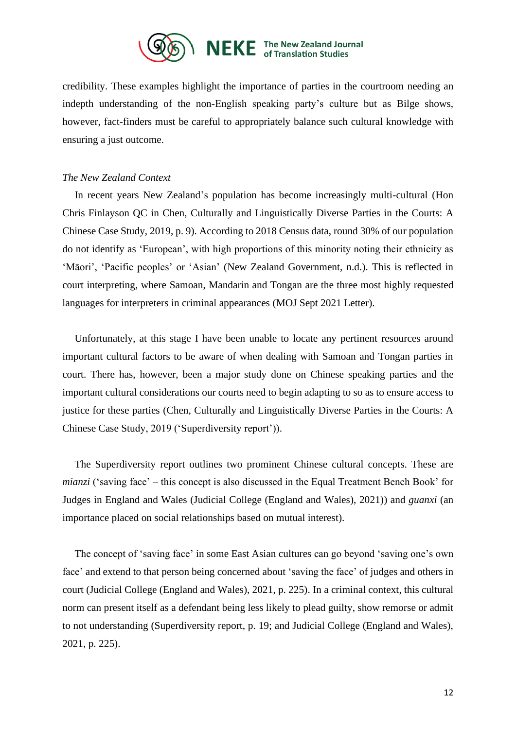credibility. These examples highlight the importance of parties in the courtroom needing an indepth understanding of the non-English speaking party's culture but as Bilge shows, however, fact-finders must be careful to appropriately balance such cultural knowledge with ensuring a just outcome.

*The New Zealand Context*

In recent years New Zealand's population has become increasingly multi-cultural (Hon Chris Finlayson QC in Chen, Culturally and Linguistically Diverse Parties in the Courts: A Chinese Case Study, 2019, p. 9). According to 2018 Census data, round 30% of our population do not identify as 'European', with high proportions of this minority noting their ethnicity as 'Māori', 'Pacific peoples' or 'Asian' (New Zealand Government, n.d.). This is reflected in court interpreting, where Samoan, Mandarin and Tongan are the three most highly requested languages for interpreters in criminal appearances (MOJ Sept 2021 Letter).

Unfortunately, at this stage I have been unable to locate any pertinent resources around important cultural factors to be aware of when dealing with Samoan and Tongan parties in court. There has, however, been a major study done on Chinese speaking parties and the important cultural considerations our courts need to begin adapting to so as to ensure access to justice for these parties (Chen, Culturally and Linguistically Diverse Parties in the Courts: A Chinese Case Study, 2019 ('Superdiversity report')).

The Superdiversity report outlines two prominent Chinese cultural concepts. These are *mianzi* ('saving face' – this concept is also discussed in the Equal Treatment Bench Book' for Judges in England and Wales (Judicial College (England and Wales), 2021)) and *guanxi* (an importance placed on social relationships based on mutual interest).

The concept of 'saving face' in some East Asian cultures can go beyond 'saving one's own face' and extend to that person being concerned about 'saving the face' of judges and others in court (Judicial College (England and Wales), 2021, p. 225). In a criminal context, this cultural norm can present itself as a defendant being less likely to plead guilty, show remorse or admit to not understanding (Superdiversity report, p. 19; and Judicial College (England and Wales), 2021, p. 225).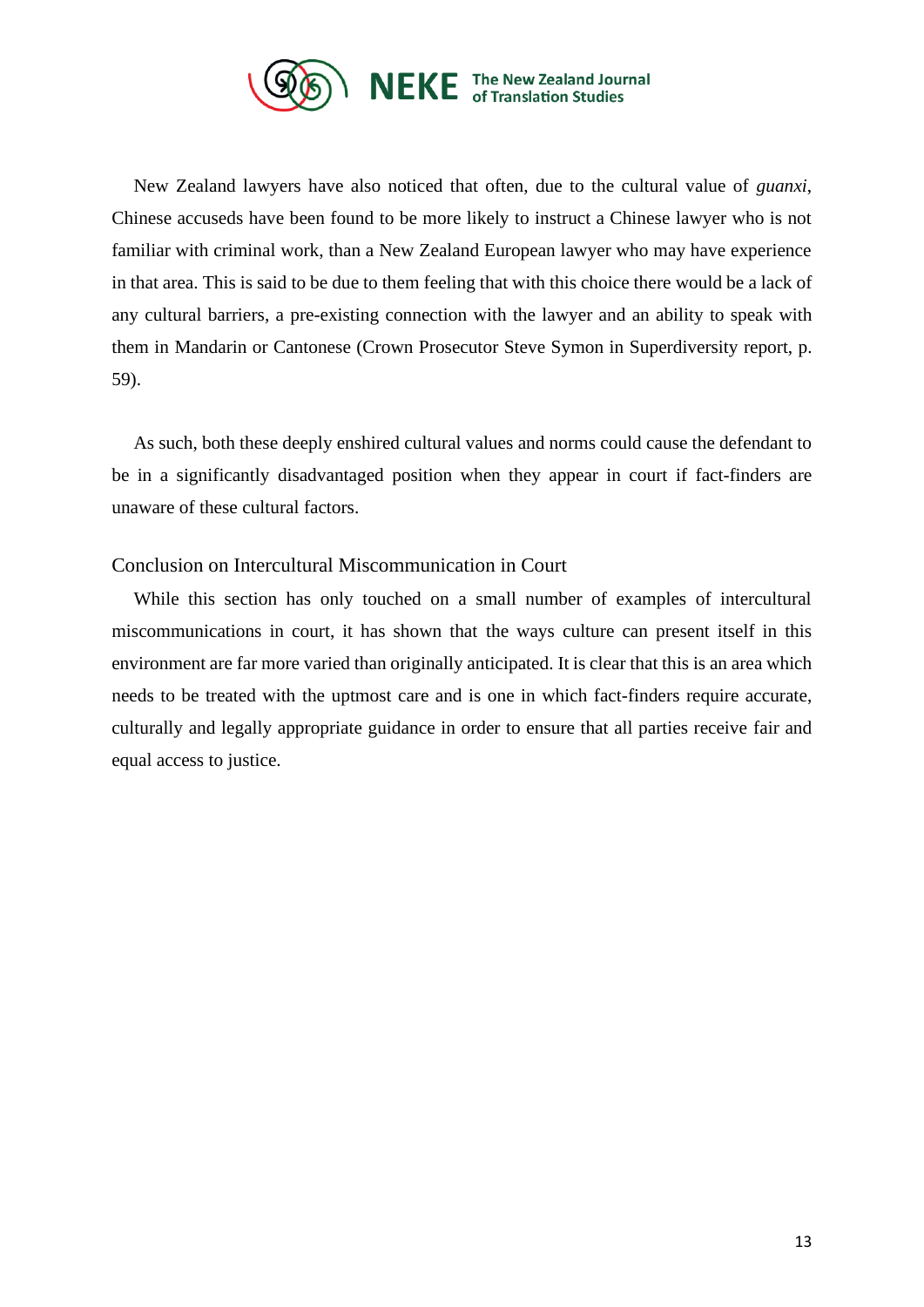New Zealand lawyers have also noticed that often, due to the cultural value of *guanxi*, Chinese accuseds have been found to be more likely to instruct a Chinese lawyer who is not familiar with criminal work, than a New Zealand European lawyer who may have experience in that area. This is said to be due to them feeling that with this choice there would be a lack of any cultural barriers, a pre-existing connection with the lawyer and an ability to speak with them in Mandarin or Cantonese (Crown Prosecutor Steve Symon in Superdiversity report, p. 59).

As such, both these deeply enshired cultural values and norms could cause the defendant to be in a significantly disadvantaged position when they appear in court if fact-finders are unaware of these cultural factors.

### Conclusion on Intercultural Miscommunication in Court

While this section has only touched on a small number of examples of intercultural miscommunications in court, it has shown that the ways culture can present itself in this environment are far more varied than originally anticipated. It is clear that this is an area which needs to be treated with the uptmost care and is one in which fact-finders require accurate, culturally and legally appropriate guidance in order to ensure that all parties receive fair and equal access to justice.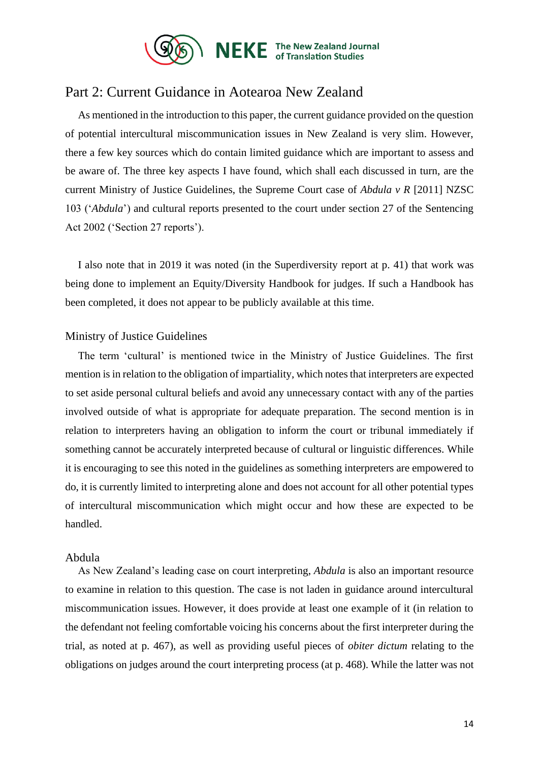## Part 2: Current Guidance in Aotearoa New Zealand

As mentioned in the introduction to this paper, the current guidance provided on the question of potential intercultural miscommunication issues in New Zealand is very slim. However, there a few key sources which do contain limited guidance which are important to assess and be aware of. The three key aspects I have found, which shall each discussed in turn, are the current Ministry of Justice Guidelines, the Supreme Court case of *Abdula v R* [2011] NZSC 103 (‘*Abdula*’) and cultural reports presented to the court under section 27 of the Sentencing Act 2002 (‘Section 27 reports’).

I also note that in 2019 it was noted (in the Superdiversity report at p. 41) that work was being done to implement an Equity/Diversity Handbook for judges. If such a Handbook has been completed, it does not appear to be publicly available at this time.

### Ministry of Justice Guidelines

The term ‘cultural’ is mentioned twice in the Ministry of Justice Guidelines. The first mention is in relation to the obligation of impartiality, which notes that interpreters are expected to set aside personal cultural beliefs and avoid any unnecessary contact with any of the parties involved outside of what is appropriate for adequate preparation. The second mention is in relation to interpreters having an obligation to inform the court or tribunal immediately if something cannot be accurately interpreted because of cultural or linguistic differences. While it is encouraging to see this noted in the guidelines as something interpreters are empowered to do, it is currently limited to interpreting alone and does not account for all other potential types of intercultural miscommunication which might occur and how these are expected to be handled.

### Abdula

As New Zealand’s leading case on court interpreting, *Abdula* is also an important resource to examine in relation to this question. The case is not laden in guidance around intercultural miscommunication issues. However, it does provide at least one example of it (in relation to the defendant not feeling comfortable voicing his concerns about the first interpreter during the trial, as noted at p. 467), as well as providing useful pieces of *obiter dictum* relating to the obligations on judges around the court interpreting process (at p. 468). While the latter was not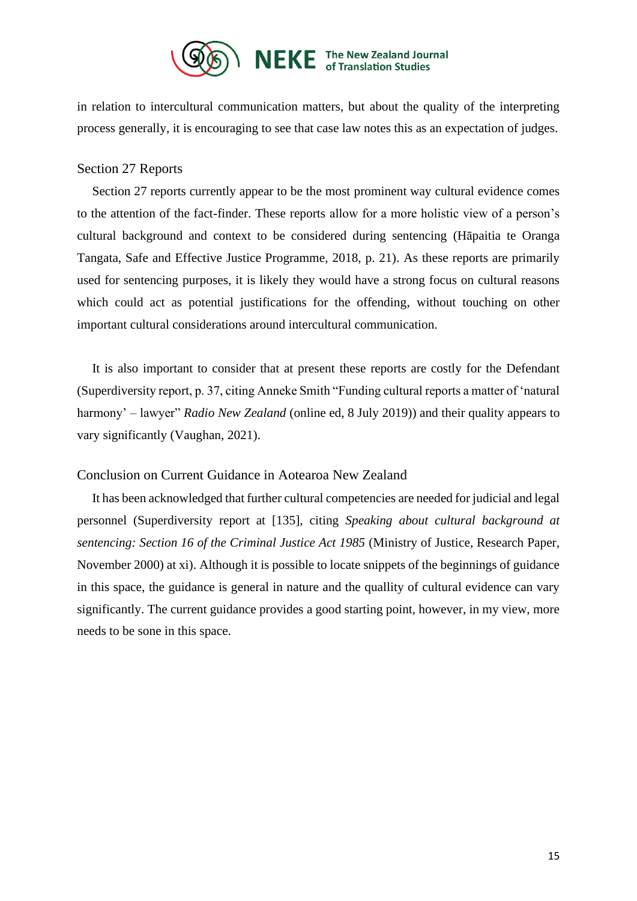in relation to intercultural communication matters, but about the quality of the interpreting process generally, it is encouraging to see that case law notes this as an expectation of judges.

## Section 27 Reports

Section 27 reports currently appear to be the most prominent way cultural evidence comes to the attention of the fact-finder. These reports allow for a more holistic view of a person's cultural background and context to be considered during sentencing (Hāpaitia te Oranga Tangata, Safe and Effective Justice Programme, 2018, p. 21). As these reports are primarily used for sentencing purposes, it is likely they would have a strong focus on cultural reasons which could act as potential justifications for the offending, without touching on other important cultural considerations around intercultural communication.

It is also important to consider that at present these reports are costly for the Defendant (Superdiversity report, p. 37, citing Anneke Smith "Funding cultural reports a matter of 'natural harmony' – lawyer" *Radio New Zealand* (online ed, 8 July 2019)) and their quality appears to vary significantly (Vaughan, 2021).

## Conclusion on Current Guidance in Aotearoa New Zealand

It has been acknowledged that further cultural competencies are needed for judicial and legal personnel (Superdiversity report at [135], citing *Speaking about cultural background at sentencing: Section 16 of the Criminal Justice Act 1985* (Ministry of Justice, Research Paper, November 2000) at xi). Although it is possible to locate snippets of the beginnings of guidance in this space, the guidance is general in nature and the quallity of cultural evidence can vary significantly. The current guidance provides a good starting point, however, in my view, more needs to be sone in this space.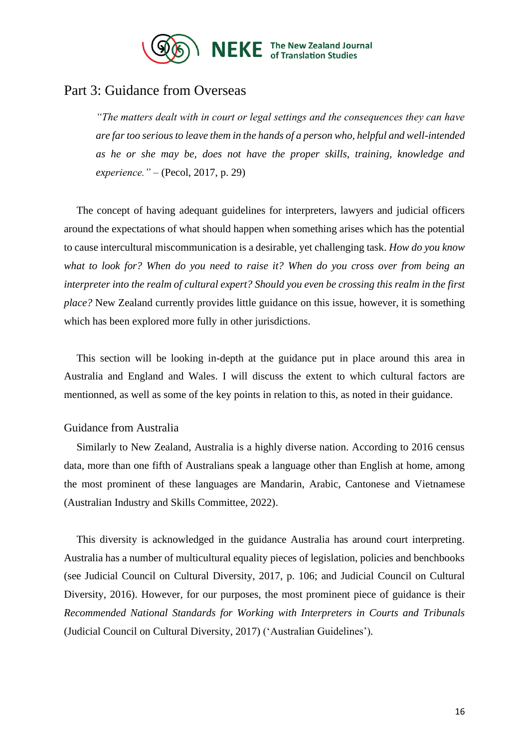## Part 3: Guidance from Overseas

> *"The matters dealt with in court or legal settings and the consequences they can have are far too serious to leave them in the hands of a person who, helpful and well-intended as he or she may be, does not have the proper skills, training, knowledge and experience."* – (Pecol, 2017, p. 29)

The concept of having adequant guidelines for interpreters, lawyers and judicial officers around the expectations of what should happen when something arises which has the potential to cause intercultural miscommunication is a desirable, yet challenging task. *How do you know what to look for? When do you need to raise it? When do you cross over from being an interpreter into the realm of cultural expert? Should you even be crossing this realm in the first place?* New Zealand currently provides little guidance on this issue, however, it is something which has been explored more fully in other jurisdictions.

This section will be looking in-depth at the guidance put in place around this area in Australia and England and Wales. I will discuss the extent to which cultural factors are mentionned, as well as some of the key points in relation to this, as noted in their guidance.

### Guidance from Australia

Similarly to New Zealand, Australia is a highly diverse nation. According to 2016 census data, more than one fifth of Australians speak a language other than English at home, among the most prominent of these languages are Mandarin, Arabic, Cantonese and Vietnamese (Australian Industry and Skills Committee, 2022).

This diversity is acknowledged in the guidance Australia has around court interpreting. Australia has a number of multicultural equality pieces of legislation, policies and benchbooks (see Judicial Council on Cultural Diversity, 2017, p. 106; and Judicial Council on Cultural Diversity, 2016). However, for our purposes, the most prominent piece of guidance is their *Recommended National Standards for Working with Interpreters in Courts and Tribunals* (Judicial Council on Cultural Diversity, 2017) ('Australian Guidelines').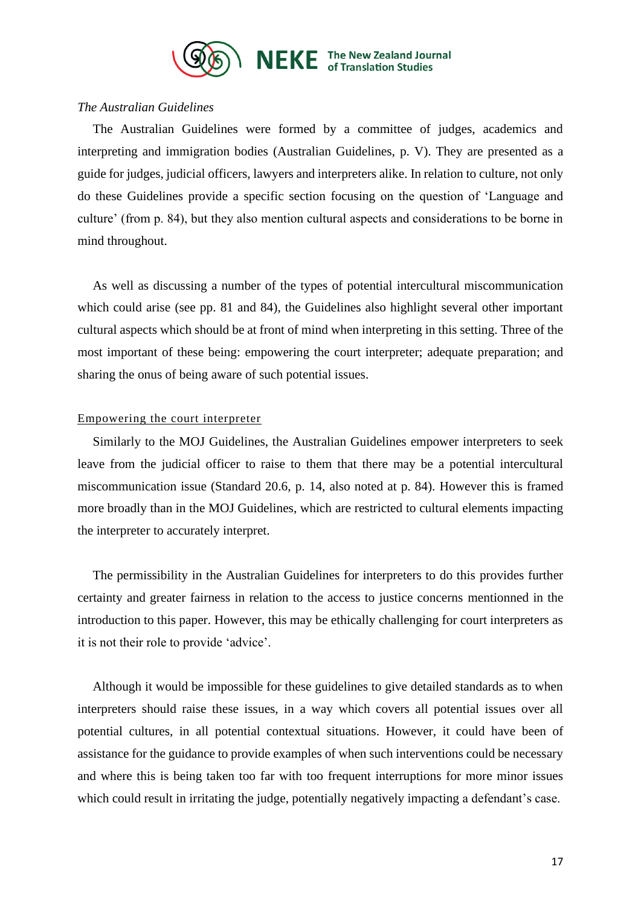*The Australian Guidelines*

The Australian Guidelines were formed by a committee of judges, academics and interpreting and immigration bodies (Australian Guidelines, p. V). They are presented as a guide for judges, judicial officers, lawyers and interpreters alike. In relation to culture, not only do these Guidelines provide a specific section focusing on the question of 'Language and culture' (from p. 84), but they also mention cultural aspects and considerations to be borne in mind throughout.

As well as discussing a number of the types of potential intercultural miscommunication which could arise (see pp. 81 and 84), the Guidelines also highlight several other important cultural aspects which should be at front of mind when interpreting in this setting. Three of the most important of these being: empowering the court interpreter; adequate preparation; and sharing the onus of being aware of such potential issues.

<u>Empowering the court interpreter</u>

Similarly to the MOJ Guidelines, the Australian Guidelines empower interpreters to seek leave from the judicial officer to raise to them that there may be a potential intercultural miscommunication issue (Standard 20.6, p. 14, also noted at p. 84). However this is framed more broadly than in the MOJ Guidelines, which are restricted to cultural elements impacting the interpreter to accurately interpret.

The permissibility in the Australian Guidelines for interpreters to do this provides further certainty and greater fairness in relation to the access to justice concerns mentionned in the introduction to this paper. However, this may be ethically challenging for court interpreters as it is not their role to provide 'advice'.

Although it would be impossible for these guidelines to give detailed standards as to when interpreters should raise these issues, in a way which covers all potential issues over all potential cultures, in all potential contextual situations. However, it could have been of assistance for the guidance to provide examples of when such interventions could be necessary and where this is being taken too far with too frequent interruptions for more minor issues which could result in irritating the judge, potentially negatively impacting a defendant's case.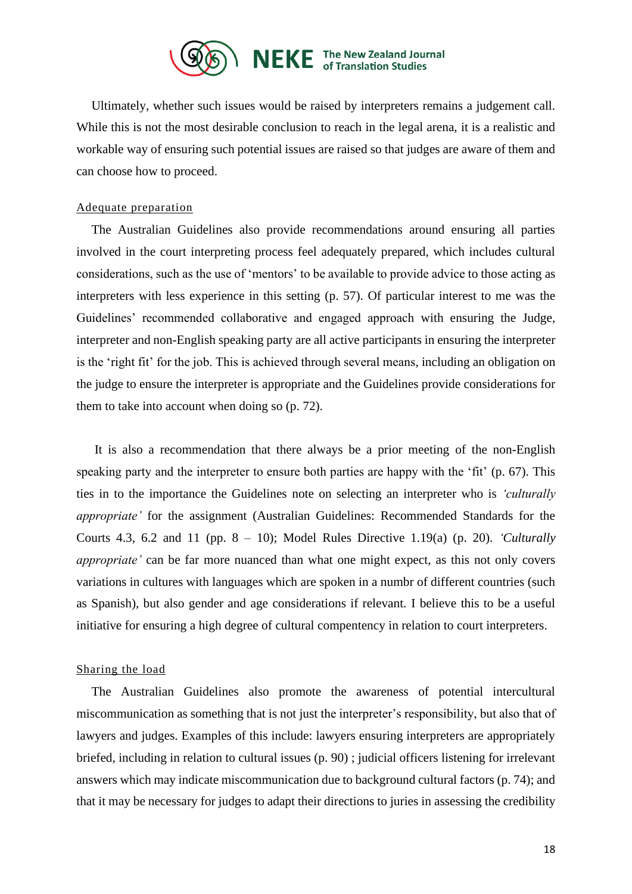Ultimately, whether such issues would be raised by interpreters remains a judgement call. While this is not the most desirable conclusion to reach in the legal arena, it is a realistic and workable way of ensuring such potential issues are raised so that judges are aware of them and can choose how to proceed.

<u>Adequate preparation</u>

The Australian Guidelines also provide recommendations around ensuring all parties involved in the court interpreting process feel adequately prepared, which includes cultural considerations, such as the use of 'mentors' to be available to provide advice to those acting as interpreters with less experience in this setting (p. 57). Of particular interest to me was the Guidelines' recommended collaborative and engaged approach with ensuring the Judge, interpreter and non-English speaking party are all active participants in ensuring the interpreter is the 'right fit' for the job. This is achieved through several means, including an obligation on the judge to ensure the interpreter is appropriate and the Guidelines provide considerations for them to take into account when doing so (p. 72).

It is also a recommendation that there always be a prior meeting of the non-English speaking party and the interpreter to ensure both parties are happy with the 'fit' (p. 67). This ties in to the importance the Guidelines note on selecting an interpreter who is *'culturally appropriate'* for the assignment (Australian Guidelines: Recommended Standards for the Courts 4.3, 6.2 and 11 (pp. 8 – 10); Model Rules Directive 1.19(a) (p. 20). *'Culturally appropriate'* can be far more nuanced than what one might expect, as this not only covers variations in cultures with languages which are spoken in a numbr of different countries (such as Spanish), but also gender and age considerations if relevant. I believe this to be a useful initiative for ensuring a high degree of cultural competency in relation to court interpreters.

<u>Sharing the load</u>

The Australian Guidelines also promote the awareness of potential intercultural miscommunication as something that is not just the interpreter's responsibility, but also that of lawyers and judges. Examples of this include: lawyers ensuring interpreters are appropriately briefed, including in relation to cultural issues (p. 90) ; judicial officers listening for irrelevant answers which may indicate miscommunication due to background cultural factors (p. 74); and that it may be necessary for judges to adapt their directions to juries in assessing the credibility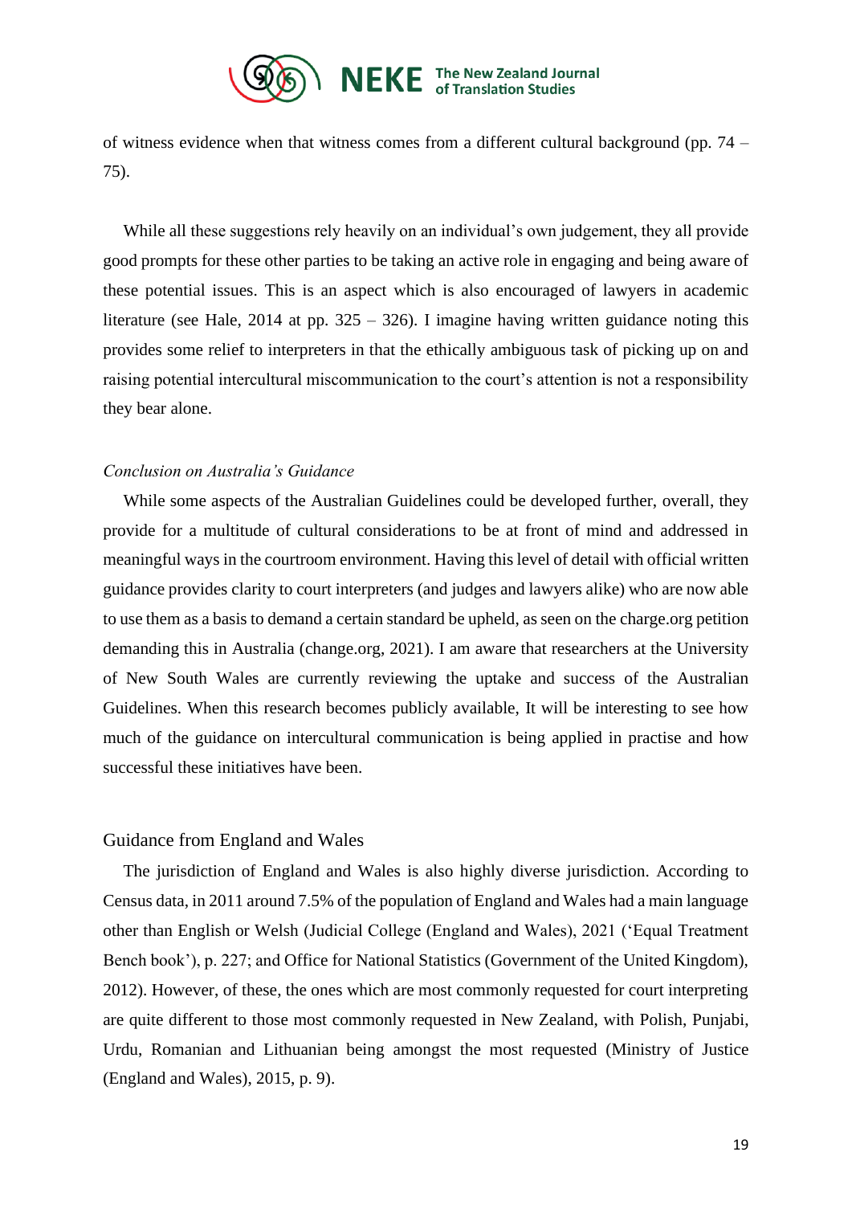of witness evidence when that witness comes from a different cultural background (pp. 74 – 75).

While all these suggestions rely heavily on an individual's own judgement, they all provide good prompts for these other parties to be taking an active role in engaging and being aware of these potential issues. This is an aspect which is also encouraged of lawyers in academic literature (see Hale, 2014 at pp. 325 – 326). I imagine having written guidance noting this provides some relief to interpreters in that the ethically ambiguous task of picking up on and raising potential intercultural miscommunication to the court's attention is not a responsibility they bear alone.

*Conclusion on Australia's Guidance*

While some aspects of the Australian Guidelines could be developed further, overall, they provide for a multitude of cultural considerations to be at front of mind and addressed in meaningful ways in the courtroom environment. Having this level of detail with official written guidance provides clarity to court interpreters (and judges and lawyers alike) who are now able to use them as a basis to demand a certain standard be upheld, as seen on the charge.org petition demanding this in Australia (change.org, 2021). I am aware that researchers at the University of New South Wales are currently reviewing the uptake and success of the Australian Guidelines. When this research becomes publicly available, It will be interesting to see how much of the guidance on intercultural communication is being applied in practise and how successful these initiatives have been.

### Guidance from England and Wales

The jurisdiction of England and Wales is also highly diverse jurisdiction. According to Census data, in 2011 around 7.5% of the population of England and Wales had a main language other than English or Welsh (Judicial College (England and Wales), 2021 ('Equal Treatment Bench book'), p. 227; and Office for National Statistics (Government of the United Kingdom), 2012). However, of these, the ones which are most commonly requested for court interpreting are quite different to those most commonly requested in New Zealand, with Polish, Punjabi, Urdu, Romanian and Lithuanian being amongst the most requested (Ministry of Justice (England and Wales), 2015, p. 9).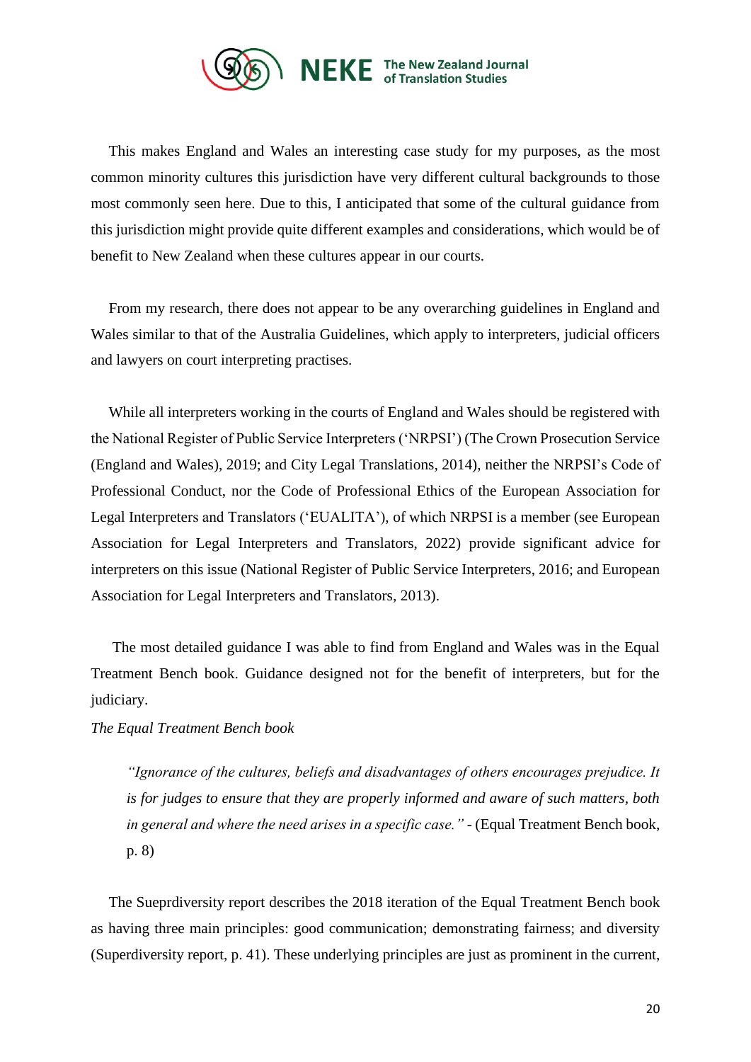This makes England and Wales an interesting case study for my purposes, as the most common minority cultures this jurisdiction have very different cultural backgrounds to those most commonly seen here. Due to this, I anticipated that some of the cultural guidance from this jurisdiction might provide quite different examples and considerations, which would be of benefit to New Zealand when these cultures appear in our courts.

From my research, there does not appear to be any overarching guidelines in England and Wales similar to that of the Australia Guidelines, which apply to interpreters, judicial officers and lawyers on court interpreting practises.

While all interpreters working in the courts of England and Wales should be registered with the National Register of Public Service Interpreters ('NRPSI') (The Crown Prosecution Service (England and Wales), 2019; and City Legal Translations, 2014), neither the NRPSI's Code of Professional Conduct, nor the Code of Professional Ethics of the European Association for Legal Interpreters and Translators ('EUALITA'), of which NRPSI is a member (see European Association for Legal Interpreters and Translators, 2022) provide significant advice for interpreters on this issue (National Register of Public Service Interpreters, 2016; and European Association for Legal Interpreters and Translators, 2013).

The most detailed guidance I was able to find from England and Wales was in the Equal Treatment Bench book. Guidance designed not for the benefit of interpreters, but for the judiciary.

*The Equal Treatment Bench book*

> *"Ignorance of the cultures, beliefs and disadvantages of others encourages prejudice. It is for judges to ensure that they are properly informed and aware of such matters, both in general and where the need arises in a specific case."* - (Equal Treatment Bench book, p. 8)

The Sueprdiversity report describes the 2018 iteration of the Equal Treatment Bench book as having three main principles: good communication; demonstrating fairness; and diversity (Superdiversity report, p. 41). These underlying principles are just as prominent in the current,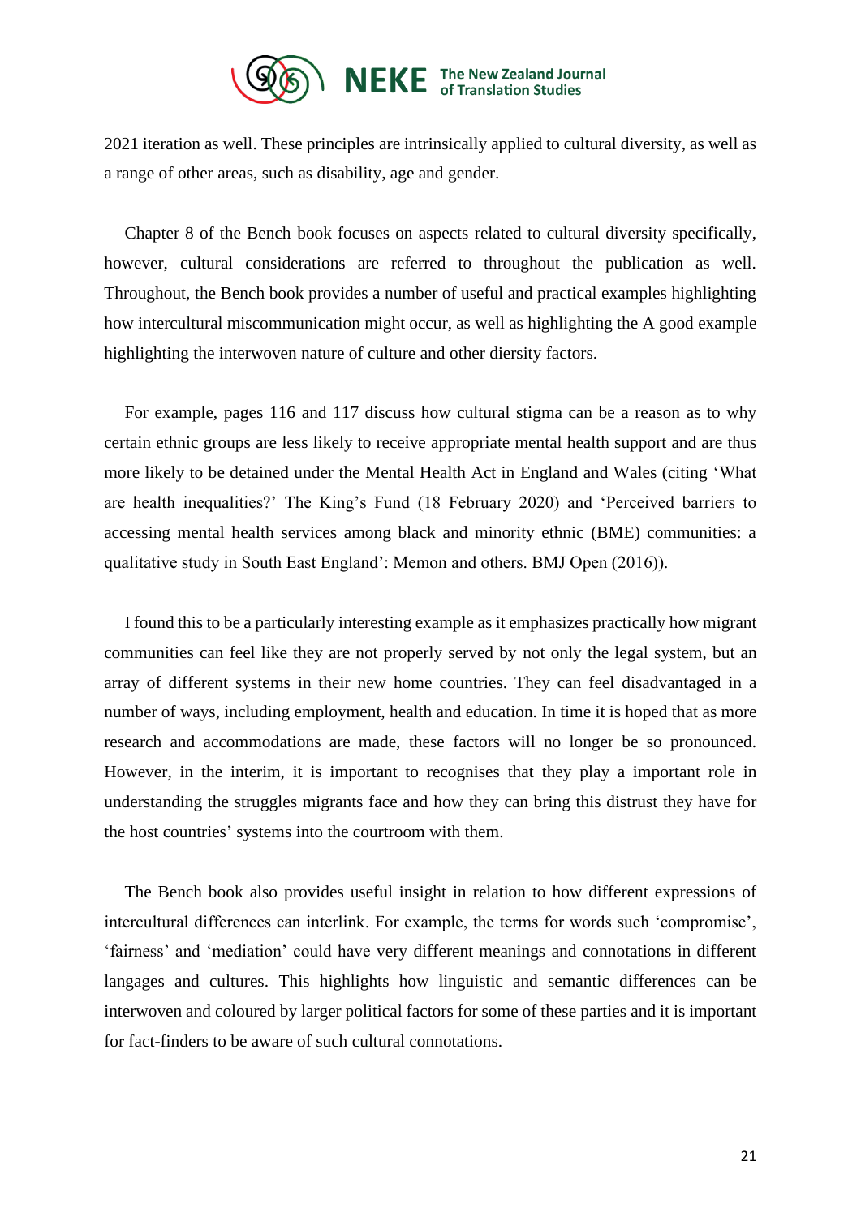2021 iteration as well. These principles are intrinsically applied to cultural diversity, as well as a range of other areas, such as disability, age and gender.

Chapter 8 of the Bench book focuses on aspects related to cultural diversity specifically, however, cultural considerations are referred to throughout the publication as well. Throughout, the Bench book provides a number of useful and practical examples highlighting how intercultural miscommunication might occur, as well as highlighting the A good example highlighting the interwoven nature of culture and other diersity factors.

For example, pages 116 and 117 discuss how cultural stigma can be a reason as to why certain ethnic groups are less likely to receive appropriate mental health support and are thus more likely to be detained under the Mental Health Act in England and Wales (citing 'What are health inequalities?' The King's Fund (18 February 2020) and 'Perceived barriers to accessing mental health services among black and minority ethnic (BME) communities: a qualitative study in South East England': Memon and others. BMJ Open (2016)).

I found this to be a particularly interesting example as it emphasizes practically how migrant communities can feel like they are not properly served by not only the legal system, but an array of different systems in their new home countries. They can feel disadvantaged in a number of ways, including employment, health and education. In time it is hoped that as more research and accommodations are made, these factors will no longer be so pronounced. However, in the interim, it is important to recognises that they play a important role in understanding the struggles migrants face and how they can bring this distrust they have for the host countries' systems into the courtroom with them.

The Bench book also provides useful insight in relation to how different expressions of intercultural differences can interlink. For example, the terms for words such 'compromise', 'fairness' and 'mediation' could have very different meanings and connotations in different langages and cultures. This highlights how linguistic and semantic differences can be interwoven and coloured by larger political factors for some of these parties and it is important for fact-finders to be aware of such cultural connotations.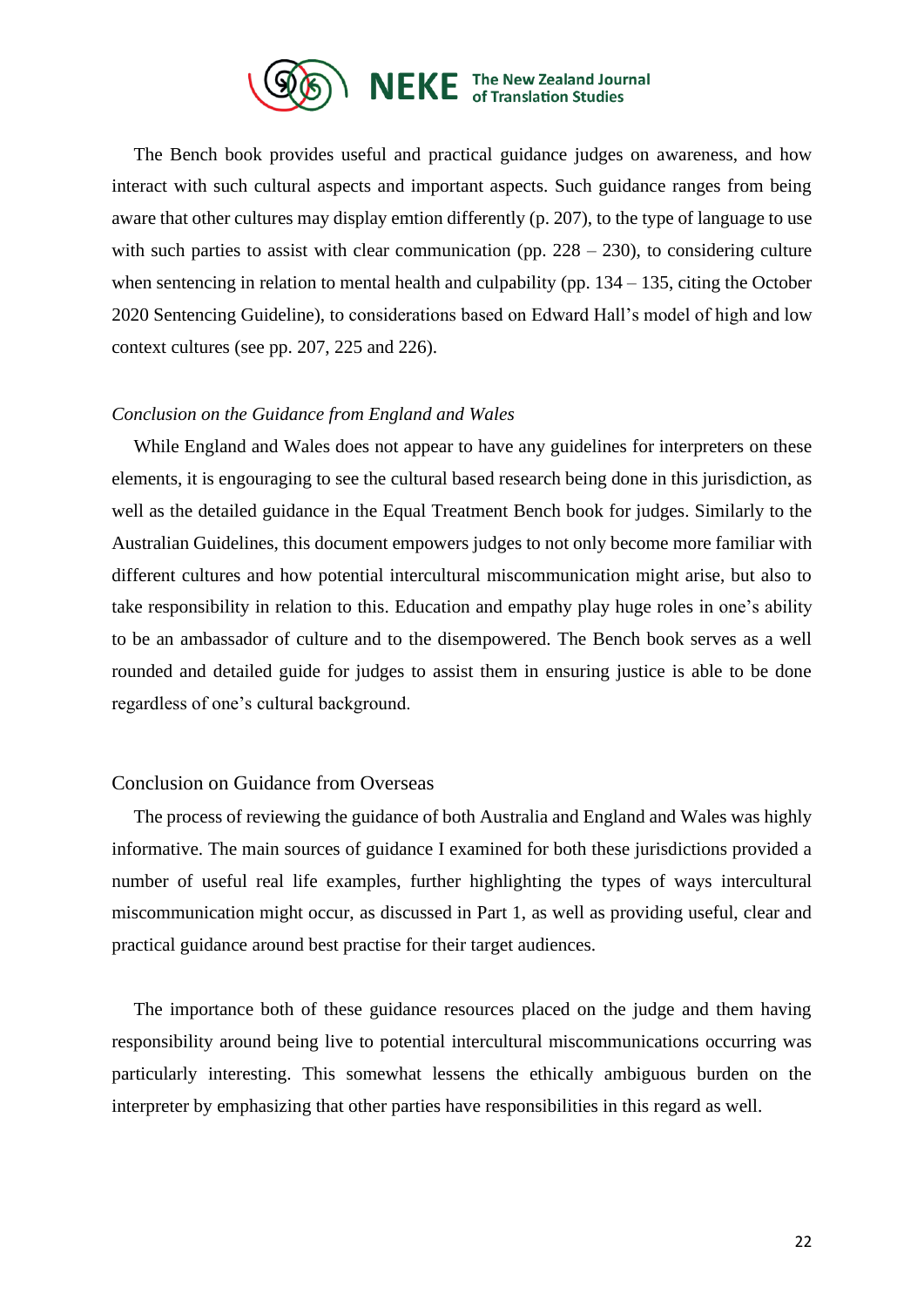The Bench book provides useful and practical guidance judges on awareness, and how interact with such cultural aspects and important aspects. Such guidance ranges from being aware that other cultures may display emtion differently (p. 207), to the type of language to use with such parties to assist with clear communication (pp. 228 – 230), to considering culture when sentencing in relation to mental health and culpability (pp. 134 – 135, citing the October 2020 Sentencing Guideline), to considerations based on Edward Hall's model of high and low context cultures (see pp. 207, 225 and 226).

### *Conclusion on the Guidance from England and Wales*

While England and Wales does not appear to have any guidelines for interpreters on these elements, it is engouraging to see the cultural based research being done in this jurisdiction, as well as the detailed guidance in the Equal Treatment Bench book for judges. Similarly to the Australian Guidelines, this document empowers judges to not only become more familiar with different cultures and how potential intercultural miscommunication might arise, but also to take responsibility in relation to this. Education and empathy play huge roles in one's ability to be an ambassador of culture and to the disempowered. The Bench book serves as a well rounded and detailed guide for judges to assist them in ensuring justice is able to be done regardless of one's cultural background.

## Conclusion on Guidance from Overseas

The process of reviewing the guidance of both Australia and England and Wales was highly informative. The main sources of guidance I examined for both these jurisdictions provided a number of useful real life examples, further highlighting the types of ways intercultural miscommunication might occur, as discussed in Part 1, as well as providing useful, clear and practical guidance around best practise for their target audiences.

The importance both of these guidance resources placed on the judge and them having responsibility around being live to potential intercultural miscommunications occurring was particularly interesting. This somewhat lessens the ethically ambiguous burden on the interpreter by emphasizing that other parties have responsibilities in this regard as well.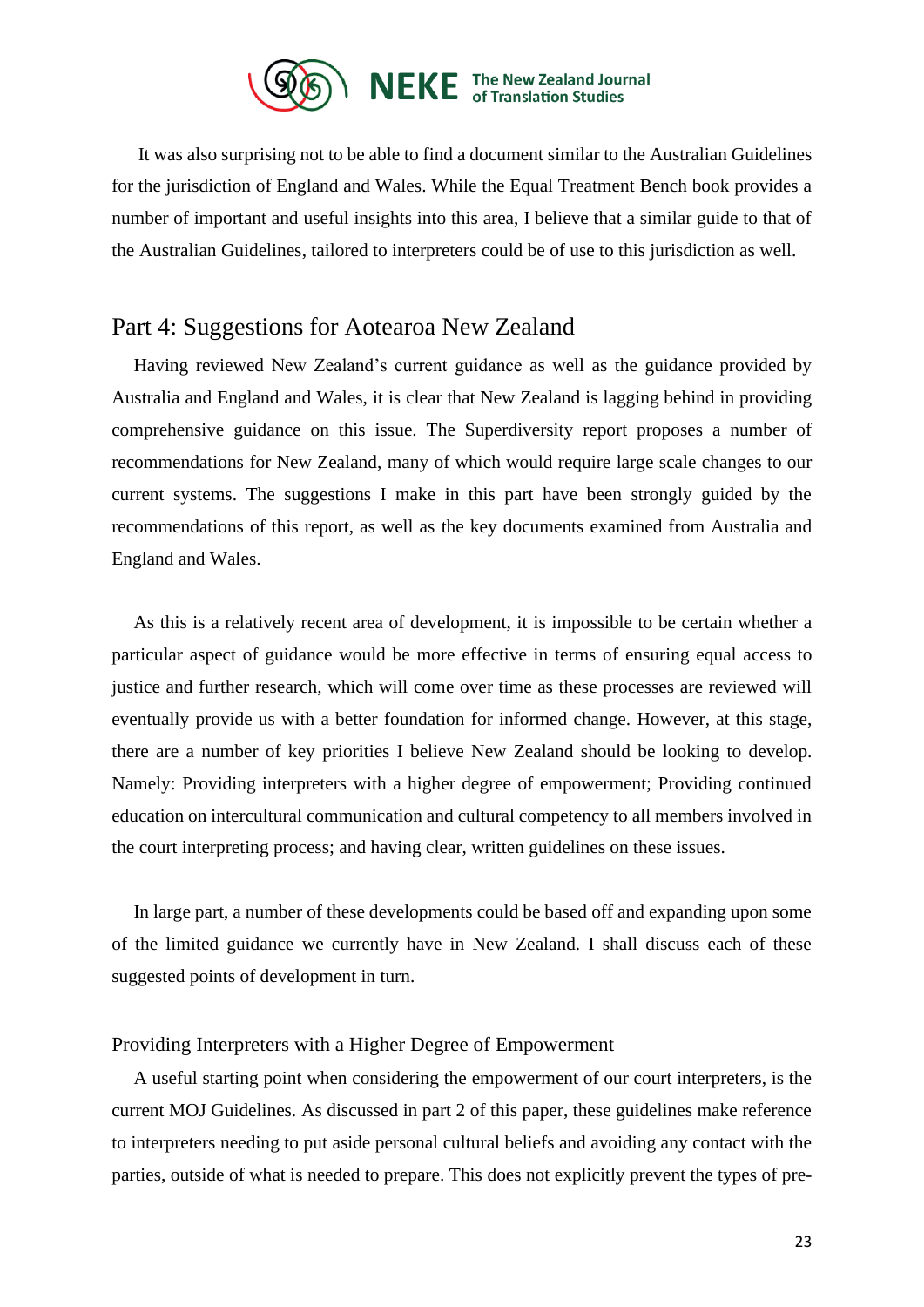It was also surprising not to be able to find a document similar to the Australian Guidelines for the jurisdiction of England and Wales. While the Equal Treatment Bench book provides a number of important and useful insights into this area, I believe that a similar guide to that of the Australian Guidelines, tailored to interpreters could be of use to this jurisdiction as well.

## Part 4: Suggestions for Aotearoa New Zealand

Having reviewed New Zealand's current guidance as well as the guidance provided by Australia and England and Wales, it is clear that New Zealand is lagging behind in providing comprehensive guidance on this issue. The Superdiversity report proposes a number of recommendations for New Zealand, many of which would require large scale changes to our current systems. The suggestions I make in this part have been strongly guided by the recommendations of this report, as well as the key documents examined from Australia and England and Wales.

As this is a relatively recent area of development, it is impossible to be certain whether a particular aspect of guidance would be more effective in terms of ensuring equal access to justice and further research, which will come over time as these processes are reviewed will eventually provide us with a better foundation for informed change. However, at this stage, there are a number of key priorities I believe New Zealand should be looking to develop. Namely: Providing interpreters with a higher degree of empowerment; Providing continued education on intercultural communication and cultural competency to all members involved in the court interpreting process; and having clear, written guidelines on these issues.

In large part, a number of these developments could be based off and expanding upon some of the limited guidance we currently have in New Zealand. I shall discuss each of these suggested points of development in turn.

### Providing Interpreters with a Higher Degree of Empowerment

A useful starting point when considering the empowerment of our court interpreters, is the current MOJ Guidelines. As discussed in part 2 of this paper, these guidelines make reference to interpreters needing to put aside personal cultural beliefs and avoiding any contact with the parties, outside of what is needed to prepare. This does not explicitly prevent the types of pre-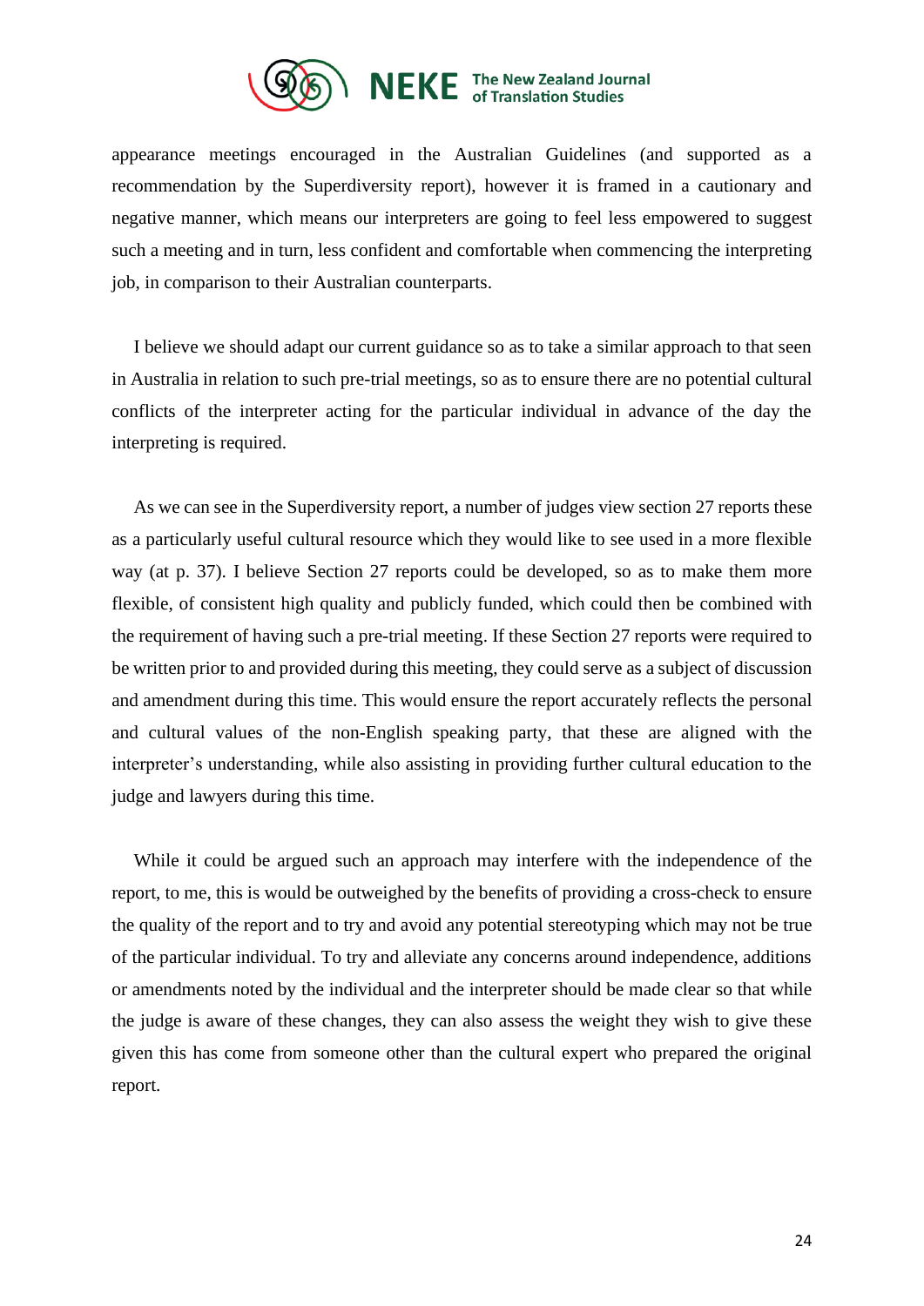appearance meetings encouraged in the Australian Guidelines (and supported as a recommendation by the Superdiversity report), however it is framed in a cautionary and negative manner, which means our interpreters are going to feel less empowered to suggest such a meeting and in turn, less confident and comfortable when commencing the interpreting job, in comparison to their Australian counterparts.

I believe we should adapt our current guidance so as to take a similar approach to that seen in Australia in relation to such pre-trial meetings, so as to ensure there are no potential cultural conflicts of the interpreter acting for the particular individual in advance of the day the interpreting is required.

As we can see in the Superdiversity report, a number of judges view section 27 reports these as a particularly useful cultural resource which they would like to see used in a more flexible way (at p. 37). I believe Section 27 reports could be developed, so as to make them more flexible, of consistent high quality and publicly funded, which could then be combined with the requirement of having such a pre-trial meeting. If these Section 27 reports were required to be written prior to and provided during this meeting, they could serve as a subject of discussion and amendment during this time. This would ensure the report accurately reflects the personal and cultural values of the non-English speaking party, that these are aligned with the interpreter's understanding, while also assisting in providing further cultural education to the judge and lawyers during this time.

While it could be argued such an approach may interfere with the independence of the report, to me, this is would be outweighed by the benefits of providing a cross-check to ensure the quality of the report and to try and avoid any potential stereotyping which may not be true of the particular individual. To try and alleviate any concerns around independence, additions or amendments noted by the individual and the interpreter should be made clear so that while the judge is aware of these changes, they can also assess the weight they wish to give these given this has come from someone other than the cultural expert who prepared the original report.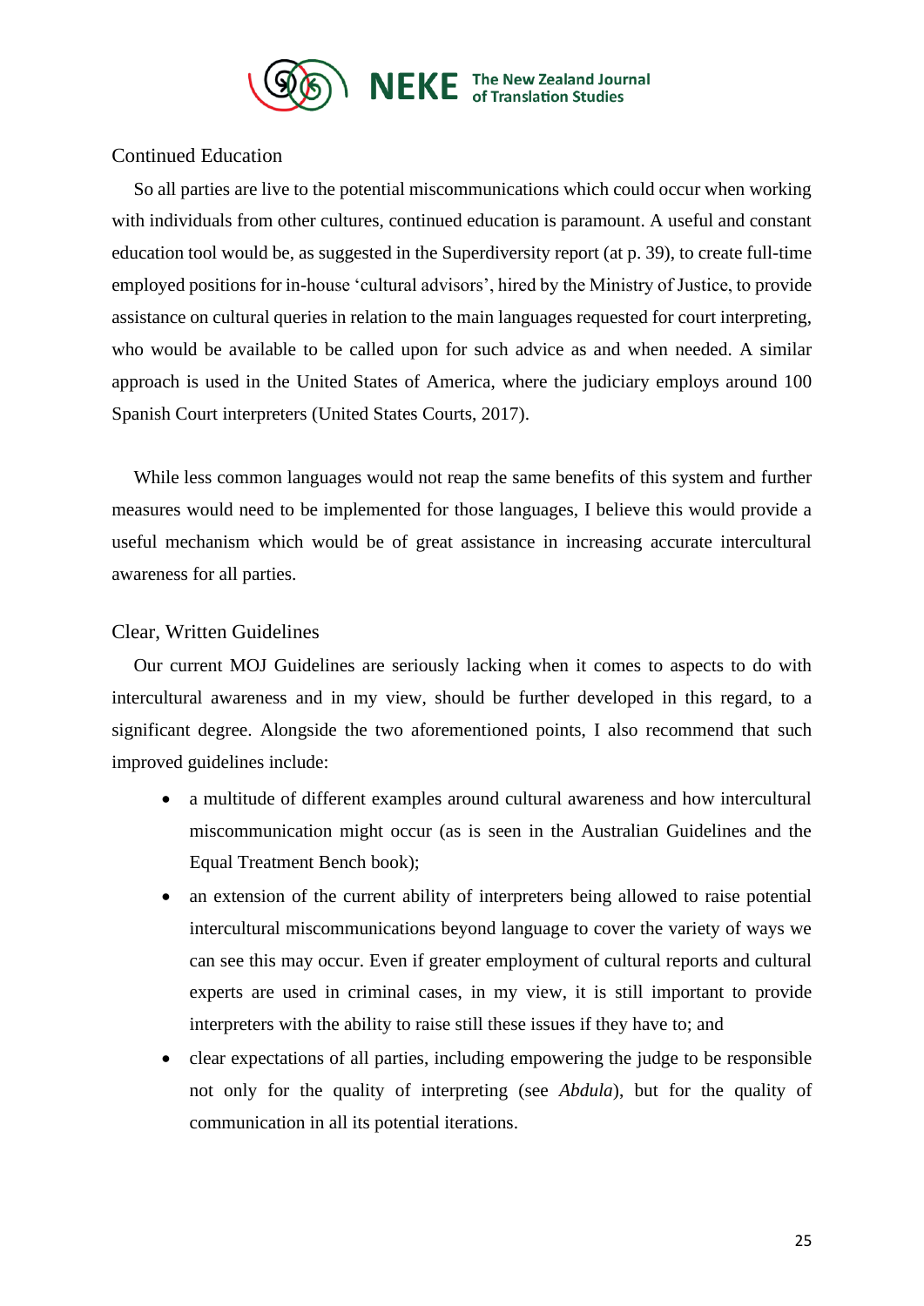### Continued Education

So all parties are live to the potential miscommunications which could occur when working with individuals from other cultures, continued education is paramount. A useful and constant education tool would be, as suggested in the Superdiversity report (at p. 39), to create full-time employed positions for in-house 'cultural advisors', hired by the Ministry of Justice, to provide assistance on cultural queries in relation to the main languages requested for court interpreting, who would be available to be called upon for such advice as and when needed. A similar approach is used in the United States of America, where the judiciary employs around 100 Spanish Court interpreters (United States Courts, 2017).

While less common languages would not reap the same benefits of this system and further measures would need to be implemented for those languages, I believe this would provide a useful mechanism which would be of great assistance in increasing accurate intercultural awareness for all parties.

### Clear, Written Guidelines

Our current MOJ Guidelines are seriously lacking when it comes to aspects to do with intercultural awareness and in my view, should be further developed in this regard, to a significant degree. Alongside the two aforementioned points, I also recommend that such improved guidelines include:

- a multitude of different examples around cultural awareness and how intercultural miscommunication might occur (as is seen in the Australian Guidelines and the Equal Treatment Bench book);
- an extension of the current ability of interpreters being allowed to raise potential intercultural miscommunications beyond language to cover the variety of ways we can see this may occur. Even if greater employment of cultural reports and cultural experts are used in criminal cases, in my view, it is still important to provide interpreters with the ability to raise still these issues if they have to; and
- clear expectations of all parties, including empowering the judge to be responsible not only for the quality of interpreting (see *Abdula*), but for the quality of communication in all its potential iterations.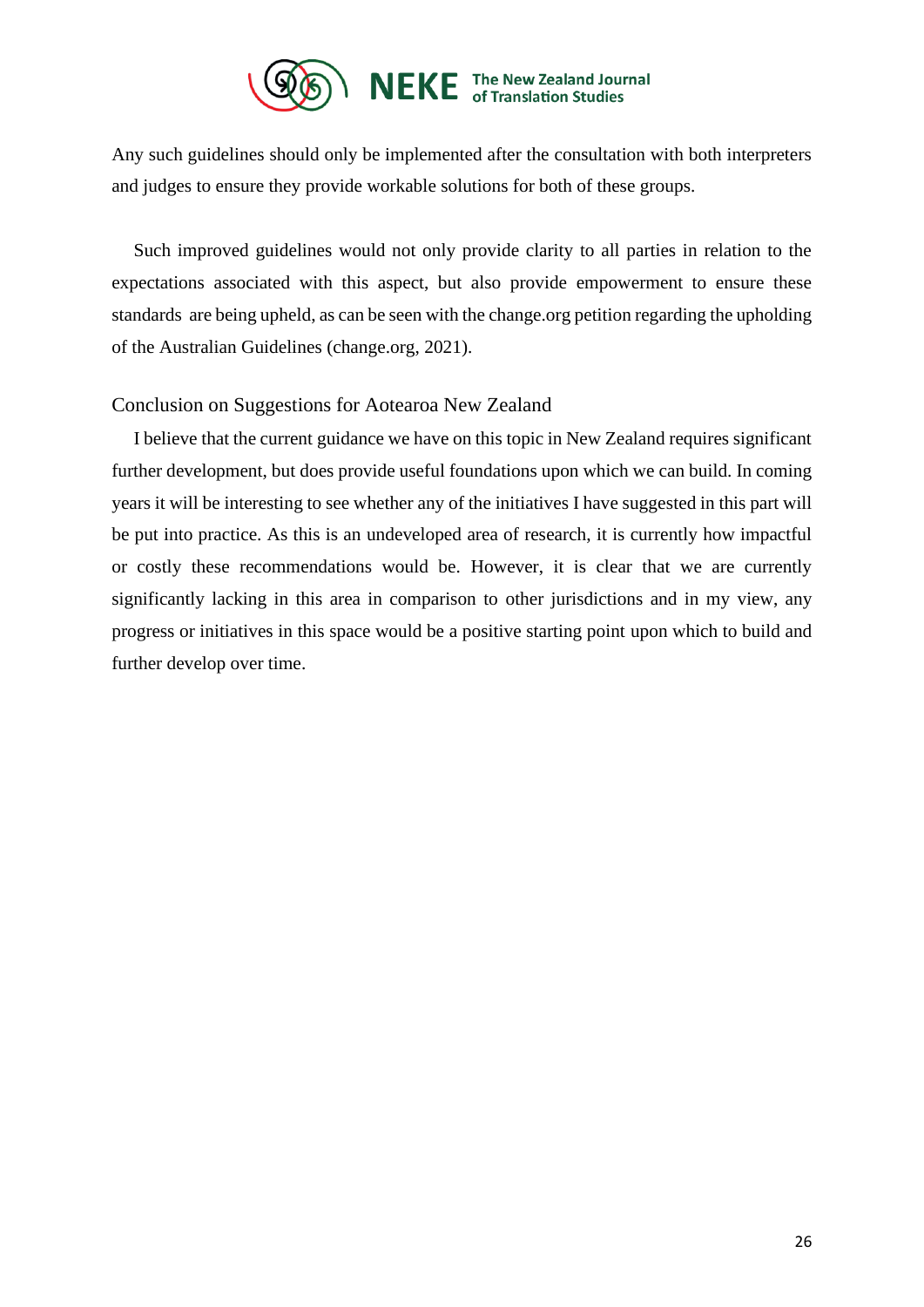Any such guidelines should only be implemented after the consultation with both interpreters and judges to ensure they provide workable solutions for both of these groups.

Such improved guidelines would not only provide clarity to all parties in relation to the expectations associated with this aspect, but also provide empowerment to ensure these standards are being upheld, as can be seen with the change.org petition regarding the upholding of the Australian Guidelines (change.org, 2021).

## Conclusion on Suggestions for Aotearoa New Zealand

I believe that the current guidance we have on this topic in New Zealand requires significant further development, but does provide useful foundations upon which we can build. In coming years it will be interesting to see whether any of the initiatives I have suggested in this part will be put into practice. As this is an undeveloped area of research, it is currently how impactful or costly these recommendations would be. However, it is clear that we are currently significantly lacking in this area in comparison to other jurisdictions and in my view, any progress or initiatives in this space would be a positive starting point upon which to build and further develop over time.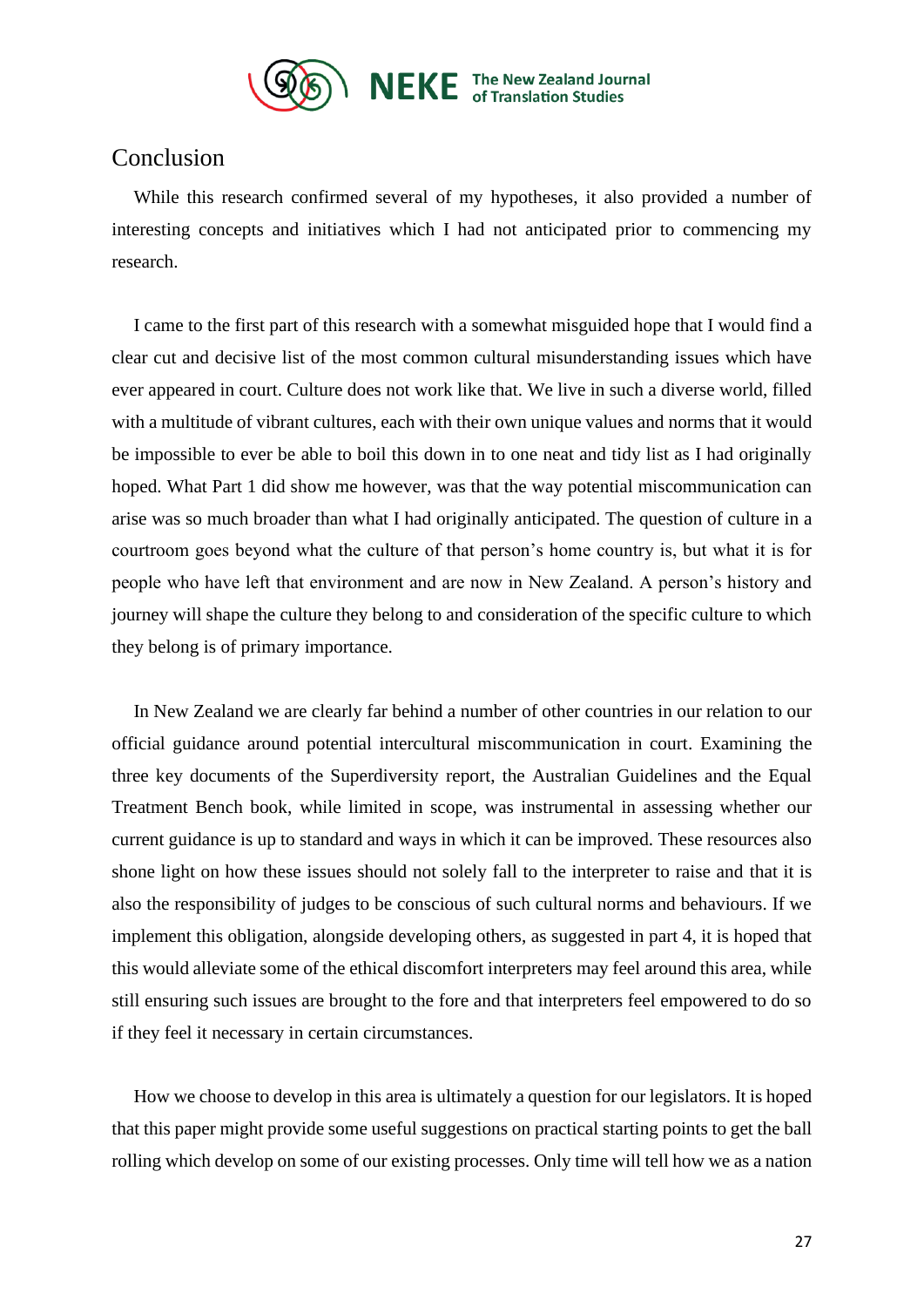## Conclusion

While this research confirmed several of my hypotheses, it also provided a number of interesting concepts and initiatives which I had not anticipated prior to commencing my research.

I came to the first part of this research with a somewhat misguided hope that I would find a clear cut and decisive list of the most common cultural misunderstanding issues which have ever appeared in court. Culture does not work like that. We live in such a diverse world, filled with a multitude of vibrant cultures, each with their own unique values and norms that it would be impossible to ever be able to boil this down in to one neat and tidy list as I had originally hoped. What Part 1 did show me however, was that the way potential miscommunication can arise was so much broader than what I had originally anticipated. The question of culture in a courtroom goes beyond what the culture of that person's home country is, but what it is for people who have left that environment and are now in New Zealand. A person's history and journey will shape the culture they belong to and consideration of the specific culture to which they belong is of primary importance.

In New Zealand we are clearly far behind a number of other countries in our relation to our official guidance around potential intercultural miscommunication in court. Examining the three key documents of the Superdiversity report, the Australian Guidelines and the Equal Treatment Bench book, while limited in scope, was instrumental in assessing whether our current guidance is up to standard and ways in which it can be improved. These resources also shone light on how these issues should not solely fall to the interpreter to raise and that it is also the responsibility of judges to be conscious of such cultural norms and behaviours. If we implement this obligation, alongside developing others, as suggested in part 4, it is hoped that this would alleviate some of the ethical discomfort interpreters may feel around this area, while still ensuring such issues are brought to the fore and that interpreters feel empowered to do so if they feel it necessary in certain circumstances.

How we choose to develop in this area is ultimately a question for our legislators. It is hoped that this paper might provide some useful suggestions on practical starting points to get the ball rolling which develop on some of our existing processes. Only time will tell how we as a nation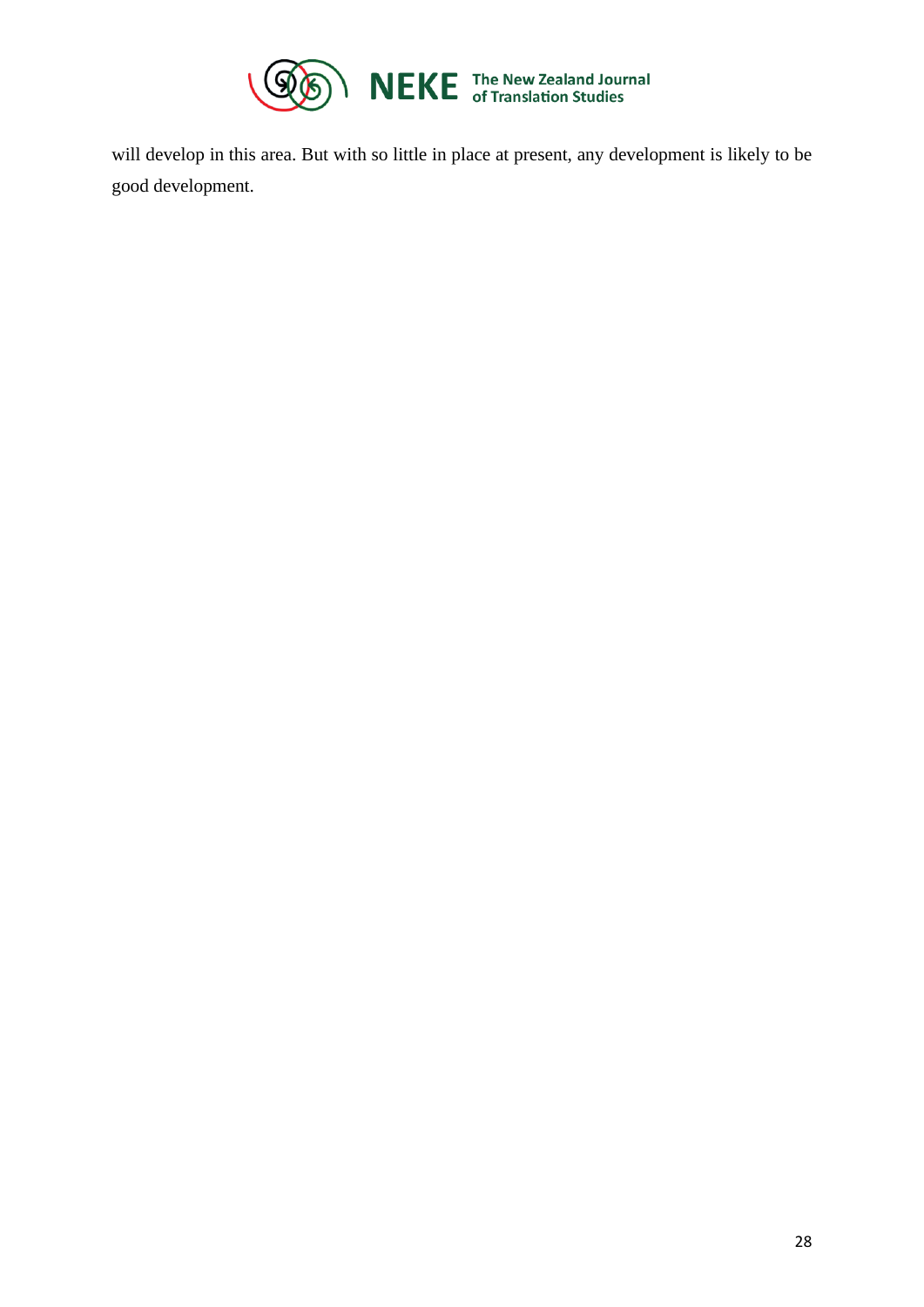will develop in this area. But with so little in place at present, any development is likely to be good development.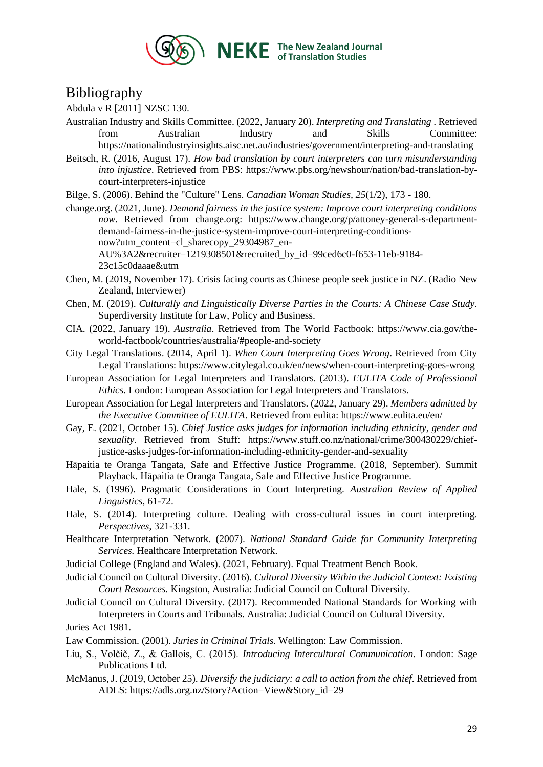# Bibliography

Abdula v R [2011] NZSC 130.

Australian Industry and Skills Committee. (2022, January 20). *Interpreting and Translating* . Retrieved from Australian Industry and Skills Committee: https://nationalindustryinsights.aisc.net.au/industries/government/interpreting-and-translating

Beitsch, R. (2016, August 17). *How bad translation by court interpreters can turn misunderstanding into injustice*. Retrieved from PBS: https://www.pbs.org/newshour/nation/bad-translation-by-court-interpreters-injustice

Bilge, S. (2006). Behind the "Culture" Lens. *Canadian Woman Studies, 25*(1/2), 173 - 180.

change.org. (2021, June). *Demand fairness in the justice system: Improve court interpreting conditions now*. Retrieved from change.org: https://www.change.org/p/attoney-general-s-department-demand-fairness-in-the-justice-system-improve-court-interpreting-conditions-now?utm_content=cl_sharecopy_29304987_en-AU%3A2&recruiter=1219308501&recruited_by_id=99ced6c0-f653-11eb-9184-23c15c0daaae&utm

Chen, M. (2019, November 17). Crisis facing courts as Chinese people seek justice in NZ. (Radio New Zealand, Interviewer)

Chen, M. (2019). *Culturally and Linguistically Diverse Parties in the Courts: A Chinese Case Study.* Superdiversity Institute for Law, Policy and Business.

CIA. (2022, January 19). *Australia*. Retrieved from The World Factbook: https://www.cia.gov/the-world-factbook/countries/australia/#people-and-society

City Legal Translations. (2014, April 1). *When Court Interpreting Goes Wrong*. Retrieved from City Legal Translations: https://www.citylegal.co.uk/en/news/when-court-interpreting-goes-wrong

European Association for Legal Interpreters and Translators. (2013). *EULITA Code of Professional Ethics.* London: European Association for Legal Interpreters and Translators.

European Association for Legal Interpreters and Translators. (2022, January 29). *Members admitted by the Executive Committee of EULITA*. Retrieved from eulita: https://www.eulita.eu/en/

Gay, E. (2021, October 15). *Chief Justice asks judges for information including ethnicity, gender and sexuality*. Retrieved from Stuff: https://www.stuff.co.nz/national/crime/300430229/chief-justice-asks-judges-for-information-including-ethnicity-gender-and-sexuality

Hāpaitia te Oranga Tangata, Safe and Effective Justice Programme. (2018, September). Summit Playback. Hāpaitia te Oranga Tangata, Safe and Effective Justice Programme.

Hale, S. (1996). Pragmatic Considerations in Court Interpreting. *Australian Review of Applied Linguistics*, 61-72.

Hale, S. (2014). Interpreting culture. Dealing with cross-cultural issues in court interpreting. *Perspectives*, 321-331.

Healthcare Interpretation Network. (2007). *National Standard Guide for Community Interpreting Services.* Healthcare Interpretation Network.

Judicial College (England and Wales). (2021, February). Equal Treatment Bench Book.

Judicial Council on Cultural Diversity. (2016). *Cultural Diversity Within the Judicial Context: Existing Court Resources.* Kingston, Australia: Judicial Council on Cultural Diversity.

Judicial Council on Cultural Diversity. (2017). Recommended National Standards for Working with Interpreters in Courts and Tribunals. Australia: Judicial Council on Cultural Diversity.

Juries Act 1981.

Law Commission. (2001). *Juries in Criminal Trials.* Wellington: Law Commission.

Liu, S., Volčič, Z., & Gallois, C. (2015). *Introducing Intercultural Communication.* London: Sage Publications Ltd.

McManus, J. (2019, October 25). *Diversify the judiciary: a call to action from the chief*. Retrieved from ADLS: https://adls.org.nz/Story?Action=View&Story_id=29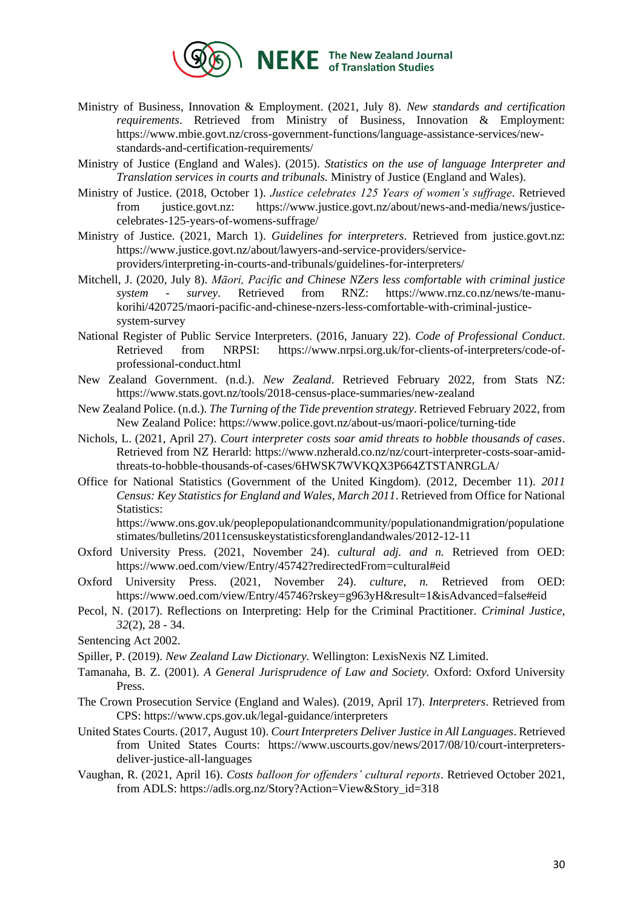Ministry of Business, Innovation & Employment. (2021, July 8). *New standards and certification requirements*. Retrieved from Ministry of Business, Innovation & Employment: https://www.mbie.govt.nz/cross-government-functions/language-assistance-services/new-standards-and-certification-requirements/

Ministry of Justice (England and Wales). (2015). *Statistics on the use of language Interpreter and Translation services in courts and tribunals.* Ministry of Justice (England and Wales).

Ministry of Justice. (2018, October 1). *Justice celebrates 125 Years of women's suffrage*. Retrieved from justice.govt.nz: https://www.justice.govt.nz/about/news-and-media/news/justice-celebrates-125-years-of-womens-suffrage/

Ministry of Justice. (2021, March 1). *Guidelines for interpreters*. Retrieved from justice.govt.nz: https://www.justice.govt.nz/about/lawyers-and-service-providers/service-providers/interpreting-in-courts-and-tribunals/guidelines-for-interpreters/

Mitchell, J. (2020, July 8). *Māori, Pacific and Chinese NZers less comfortable with criminal justice system - survey*. Retrieved from RNZ: https://www.rnz.co.nz/news/te-manu-korihi/420725/maori-pacific-and-chinese-nzers-less-comfortable-with-criminal-justice-system-survey

National Register of Public Service Interpreters. (2016, January 22). *Code of Professional Conduct*. Retrieved from NRPSI: https://www.nrpsi.org.uk/for-clients-of-interpreters/code-of-professional-conduct.html

New Zealand Government. (n.d.). *New Zealand*. Retrieved February 2022, from Stats NZ: https://www.stats.govt.nz/tools/2018-census-place-summaries/new-zealand

New Zealand Police. (n.d.). *The Turning of the Tide prevention strategy*. Retrieved February 2022, from New Zealand Police: https://www.police.govt.nz/about-us/maori-police/turning-tide

Nichols, L. (2021, April 27). *Court interpreter costs soar amid threats to hobble thousands of cases*. Retrieved from NZ Herarld: https://www.nzherald.co.nz/nz/court-interpreter-costs-soar-amid-threats-to-hobble-thousands-of-cases/6HWSK7WVKQX3P664ZTSTANRGLA/

Office for National Statistics (Government of the United Kingdom). (2012, December 11). *2011 Census: Key Statistics for England and Wales, March 2011*. Retrieved from Office for National Statistics: https://www.ons.gov.uk/peoplepopulationandcommunity/populationandmigration/populationestimates/bulletins/2011censuskeystatisticsforenglandandwales/2012-12-11

Oxford University Press. (2021, November 24). *cultural adj. and n.* Retrieved from OED: https://www.oed.com/view/Entry/45742?redirectedFrom=cultural#eid

Oxford University Press. (2021, November 24). *culture, n.* Retrieved from OED: https://www.oed.com/view/Entry/45746?rskey=g963yH&result=1&isAdvanced=false#eid

Pecol, N. (2017). Reflections on Interpreting: Help for the Criminal Practitioner. *Criminal Justice, 32*(2), 28 - 34.

Sentencing Act 2002.

Spiller, P. (2019). *New Zealand Law Dictionary.* Wellington: LexisNexis NZ Limited.

Tamanaha, B. Z. (2001). *A General Jurisprudence of Law and Society.* Oxford: Oxford University Press.

The Crown Prosecution Service (England and Wales). (2019, April 17). *Interpreters*. Retrieved from CPS: https://www.cps.gov.uk/legal-guidance/interpreters

United States Courts. (2017, August 10). *Court Interpreters Deliver Justice in All Languages*. Retrieved from United States Courts: https://www.uscourts.gov/news/2017/08/10/court-interpreters-deliver-justice-all-languages

Vaughan, R. (2021, April 16). *Costs balloon for offenders' cultural reports*. Retrieved October 2021, from ADLS: https://adls.org.nz/Story?Action=View&Story_id=318